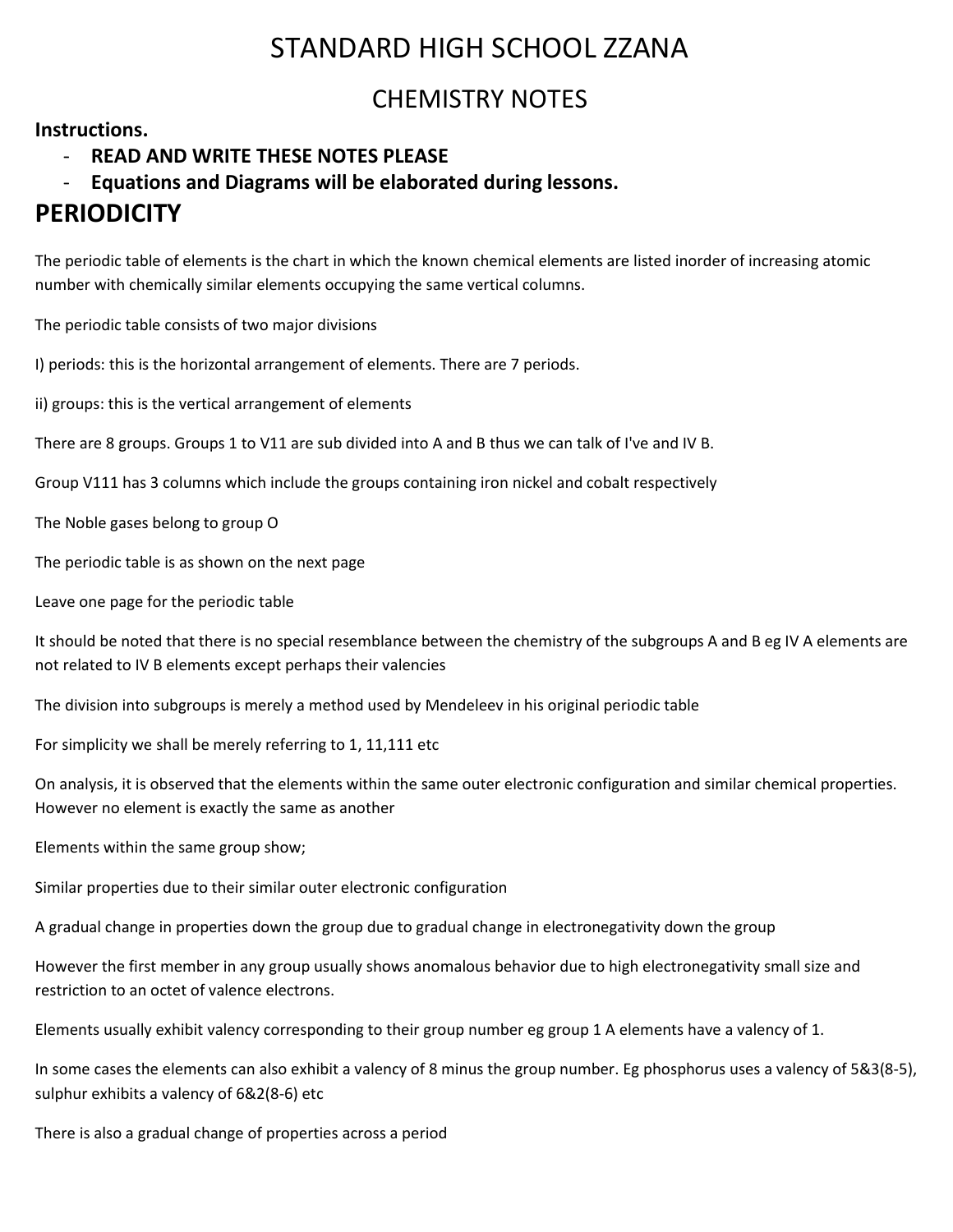# STANDARD HIGH SCHOOL ZZANA

## CHEMISTRY NOTES

**Instructions.**

- **READ AND WRITE THESE NOTES PLEASE**
- **Equations and Diagrams will be elaborated during lessons.**

# PERIODICITY

The periodic table of elements is the chart in which the known chemical elements are listed inorder of increasing atomic number with chemically similar elements occupying the same vertical columns.

The periodic table consists of two major divisions

I) periods: this is the horizontal arrangement of elements. There are 7 periods.

ii) groups: this is the vertical arrangement of elements

There are 8 groups. Groups 1 to V11 are sub divided into A and B thus we can talk of I've and IV B.

Group V111 has 3 columns which include the groups containing iron nickel and cobalt respectively

The Noble gases belong to group O

The periodic table is as shown on the next page

Leave one page for the periodic table

It should be noted that there is no special resemblance between the chemistry of the subgroups A and B eg IV A elements are not related to IV B elements except perhaps their valencies

The division into subgroups is merely a method used by Mendeleev in his original periodic table

For simplicity we shall be merely referring to 1, 11,111 etc

On analysis, it is observed that the elements within the same outer electronic configuration and similar chemical properties. However no element is exactly the same as another

Elements within the same group show;

Similar properties due to their similar outer electronic configuration

A gradual change in properties down the group due to gradual change in electronegativity down the group

However the first member in any group usually shows anomalous behavior due to high electronegativity small size and restriction to an octet of valence electrons.

Elements usually exhibit valency corresponding to their group number eg group 1 A elements have a valency of 1.

In some cases the elements can also exhibit a valency of 8 minus the group number. Eg phosphorus uses a valency of 5&3(8-5), sulphur exhibits a valency of 6&2(8-6) etc

There is also a gradual change of properties across a period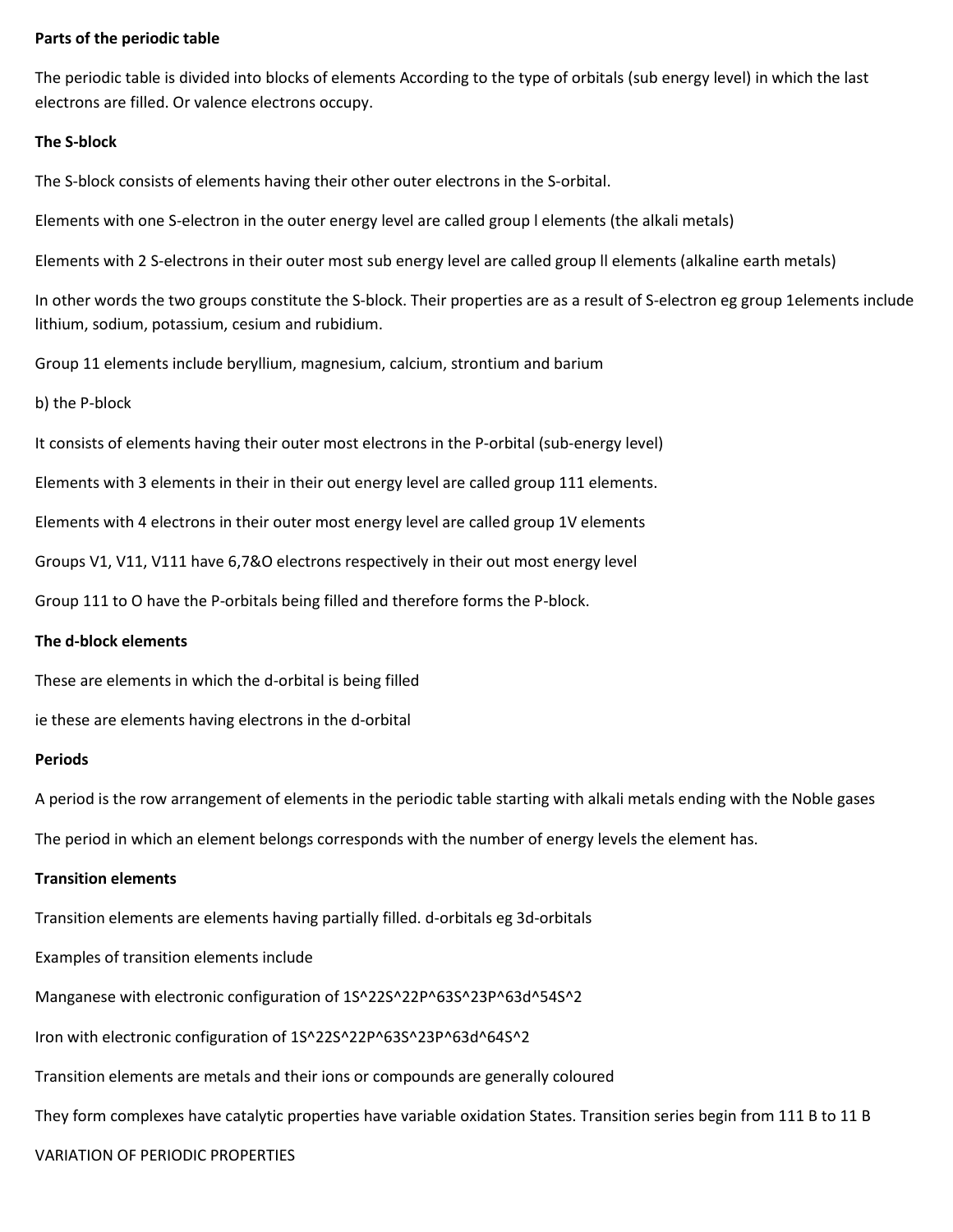**Parts of the periodic table**

The periodic table is divided into blocks of elements According to the type of orbitals (sub energy level) in which the last electrons are filled. Or valence electrons occupy.

**The S-block**

The S-block consists of elements having their other outer electrons in the S-orbital.

Elements with one S-electron in the outer energy level are called group I elements (the alkali metals)

Elements with 2 S-electrons in their outer most sub energy level are called group II elements (alkaline earth metals)

In other words the two groups constitute the S-block. Their properties are as a result of S-electron eg group 1elements include lithium, sodium, potassium, cesium and rubidium.

Group 11 elements include beryllium, magnesium, calcium, strontium and barium

b) the P-block

It consists of elements having their outer most electrons in the P-orbital (sub-energy level)

Elements with 3 elements in their in their out energy level are called group 111 elements.

Elements with 4 electrons in their outer most energy level are called group 1V elements

Groups V1, V11, V111 have 6,7&O electrons respectively in their out most energy level

Group 111 to O have the P-orbitals being filled and therefore forms the P-block.

**The d-block elements**

These are elements in which the d-orbital is being filled

ie these are elements having electrons in the d-orbital

**Periods**

A period is the row arrangement of elements in the periodic table starting with alkali metals ending with the Noble gases

The period in which an element belongs corresponds with the number of energy levels the element has.

**Transition elements**

Transition elements are elements having partially filled. d-orbitals eg 3d-orbitals

Examples of transition elements include

Manganese with electronic configuration of $1S^2 2S^2 2P^6 3S^2 3P^6 3d^5 4S^2$

Iron with electronic configuration of $1S^2 2S^2 2P^6 3S^2 3P^6 3d^6 4S^2$

Transition elements are metals and their ions or compounds are generally coloured

They form complexes have catalytic properties have variable oxidation States. Transition series begin from 111 B to 11 B

VARIATION OF PERIODIC PROPERTIES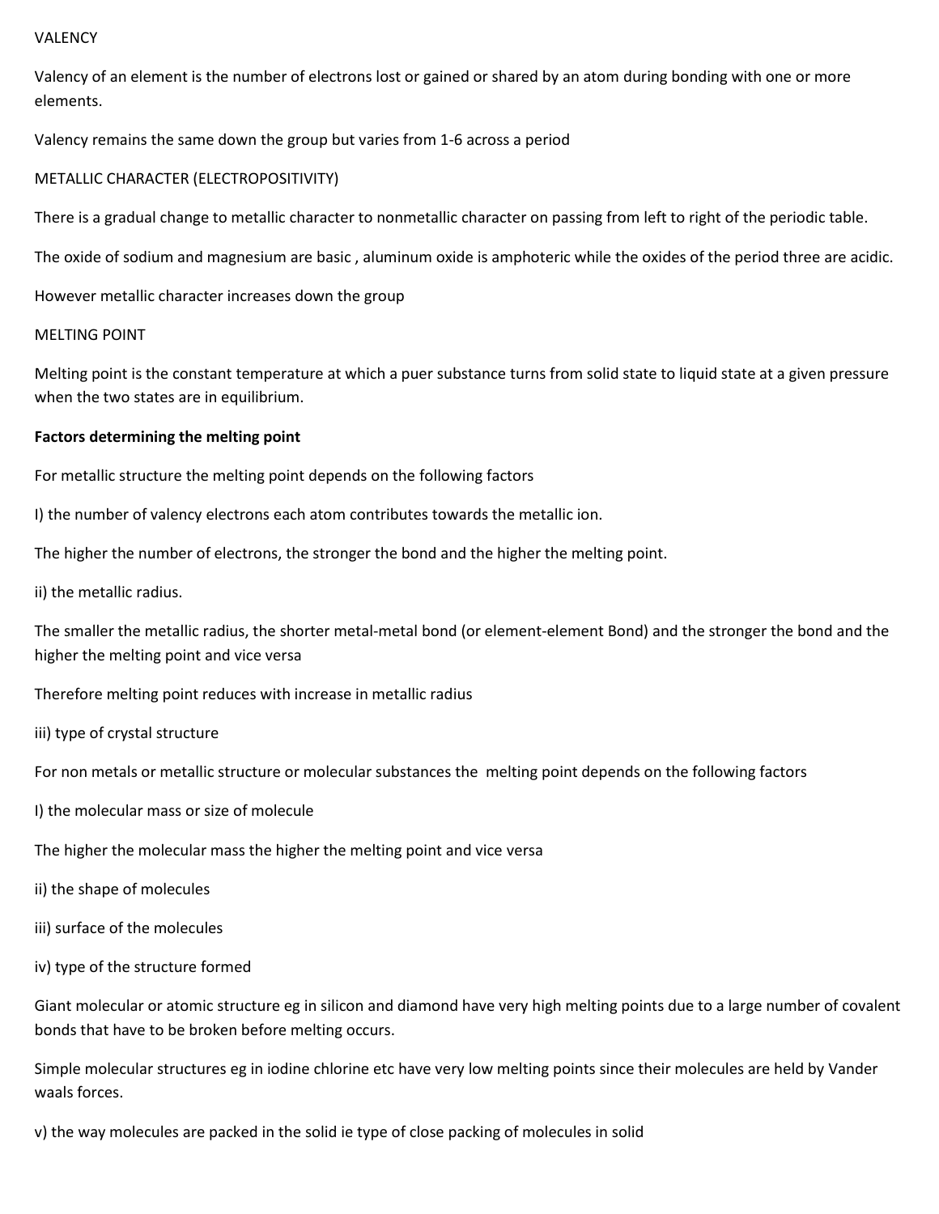VALENCY

Valency of an element is the number of electrons lost or gained or shared by an atom during bonding with one or more elements.

Valency remains the same down the group but varies from 1-6 across a period

METALLIC CHARACTER (ELECTROPOSITIVITY)

There is a gradual change to metallic character to nonmetallic character on passing from left to right of the periodic table.

The oxide of sodium and magnesium are basic , aluminum oxide is amphoteric while the oxides of the period three are acidic.

However metallic character increases down the group

MELTING POINT

Melting point is the constant temperature at which a puer substance turns from solid state to liquid state at a given pressure when the two states are in equilibrium.

**Factors determining the melting point**

For metallic structure the melting point depends on the following factors

I) the number of valency electrons each atom contributes towards the metallic ion.

The higher the number of electrons, the stronger the bond and the higher the melting point.

ii) the metallic radius.

The smaller the metallic radius, the shorter metal-metal bond (or element-element Bond) and the stronger the bond and the higher the melting point and vice versa

Therefore melting point reduces with increase in metallic radius

iii) type of crystal structure

For non metals or metallic structure or molecular substances the melting point depends on the following factors

I) the molecular mass or size of molecule

The higher the molecular mass the higher the melting point and vice versa

ii) the shape of molecules

iii) surface of the molecules

iv) type of the structure formed

Giant molecular or atomic structure eg in silicon and diamond have very high melting points due to a large number of covalent bonds that have to be broken before melting occurs.

Simple molecular structures eg in iodine chlorine etc have very low melting points since their molecules are held by Vander waals forces.

v) the way molecules are packed in the solid ie type of close packing of molecules in solid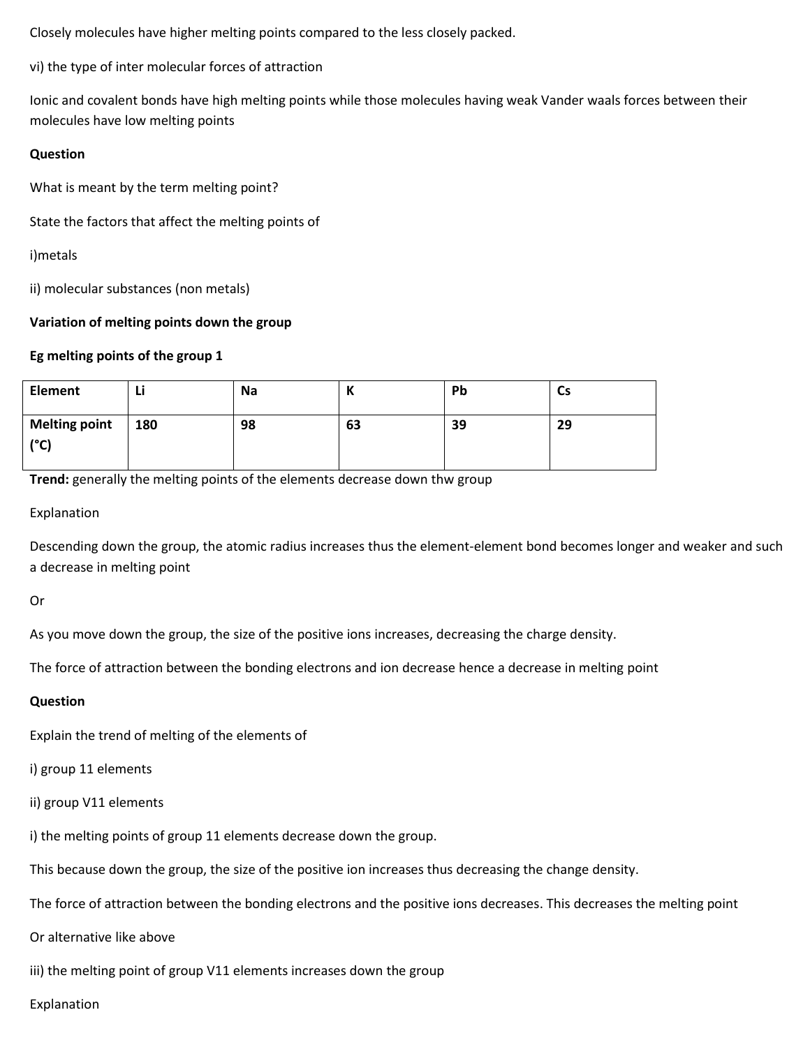Closely molecules have higher melting points compared to the less closely packed.

vi) the type of inter molecular forces of attraction

Ionic and covalent bonds have high melting points while those molecules having weak Vander waals forces between their molecules have low melting points

**Question**

What is meant by the term melting point?

State the factors that affect the melting points of

i)metals

ii) molecular substances (non metals)

**Variation of melting points down the group**

**Eg melting points of the group 1**

| Element | Li | Na | K | Pb | Cs |
|---|---|---|---|---|---|
| Melting point (°C) | 180 | 98 | 63 | 39 | 29 |

**Trend:** generally the melting points of the elements decrease down thw group

Explanation

Descending down the group, the atomic radius increases thus the element-element bond becomes longer and weaker and such a decrease in melting point

Or

As you move down the group, the size of the positive ions increases, decreasing the charge density.

The force of attraction between the bonding electrons and ion decrease hence a decrease in melting point

**Question**

Explain the trend of melting of the elements of

i) group 11 elements

ii) group V11 elements

i) the melting points of group 11 elements decrease down the group.

This because down the group, the size of the positive ion increases thus decreasing the change density.

The force of attraction between the bonding electrons and the positive ions decreases. This decreases the melting point

Or alternative like above

iii) the melting point of group V11 elements increases down the group

Explanation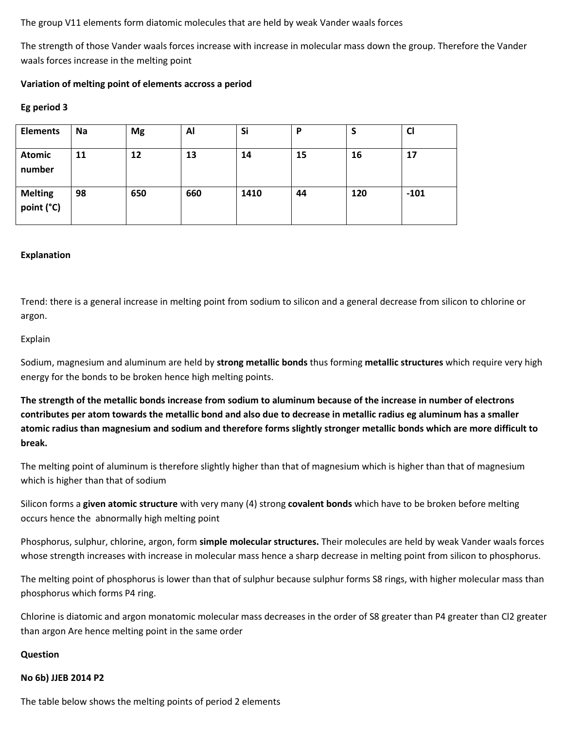The group V11 elements form diatomic molecules that are held by weak Vander waals forces

The strength of those Vander waals forces increase with increase in molecular mass down the group. Therefore the Vander waals forces increase in the melting point

**Variation of melting point of elements accross a period**

**Eg period 3**

| **Elements** | **Na** | **Mg** | **Al** | **Si** | **P** | **S** | **Cl** |
|---|---|---|---|---|---|---|---|
| **Atomic number** | **11** | **12** | **13** | **14** | **15** | **16** | **17** |
| **Melting point (°C)** | **98** | **650** | **660** | **1410** | **44** | **120** | **-101** |

**Explanation**

Trend: there is a general increase in melting point from sodium to silicon and a general decrease from silicon to chlorine or argon.

Explain

Sodium, magnesium and aluminum are held by **strong metallic bonds** thus forming **metallic structures** which require very high energy for the bonds to be broken hence high melting points.

**The strength of the metallic bonds increase from sodium to aluminum because of the increase in number of electrons contributes per atom towards the metallic bond and also due to decrease in metallic radius eg aluminum has a smaller atomic radius than magnesium and sodium and therefore forms slightly stronger metallic bonds which are more difficult to break.**

The melting point of aluminum is therefore slightly higher than that of magnesium which is higher than that of magnesium which is higher than that of sodium

Silicon forms a **given atomic structure** with very many (4) strong **covalent bonds** which have to be broken before melting occurs hence the abnormally high melting point

Phosphorus, sulphur, chlorine, argon, form **simple molecular structures.** Their molecules are held by weak Vander waals forces whose strength increases with increase in molecular mass hence a sharp decrease in melting point from silicon to phosphorus.

The melting point of phosphorus is lower than that of sulphur because sulphur forms S8 rings, with higher molecular mass than phosphorus which forms P4 ring.

Chlorine is diatomic and argon monatomic molecular mass decreases in the order of S8 greater than P4 greater than Cl2 greater than argon Are hence melting point in the same order

**Question**

**No 6b) JJEB 2014 P2**

The table below shows the melting points of period 2 elements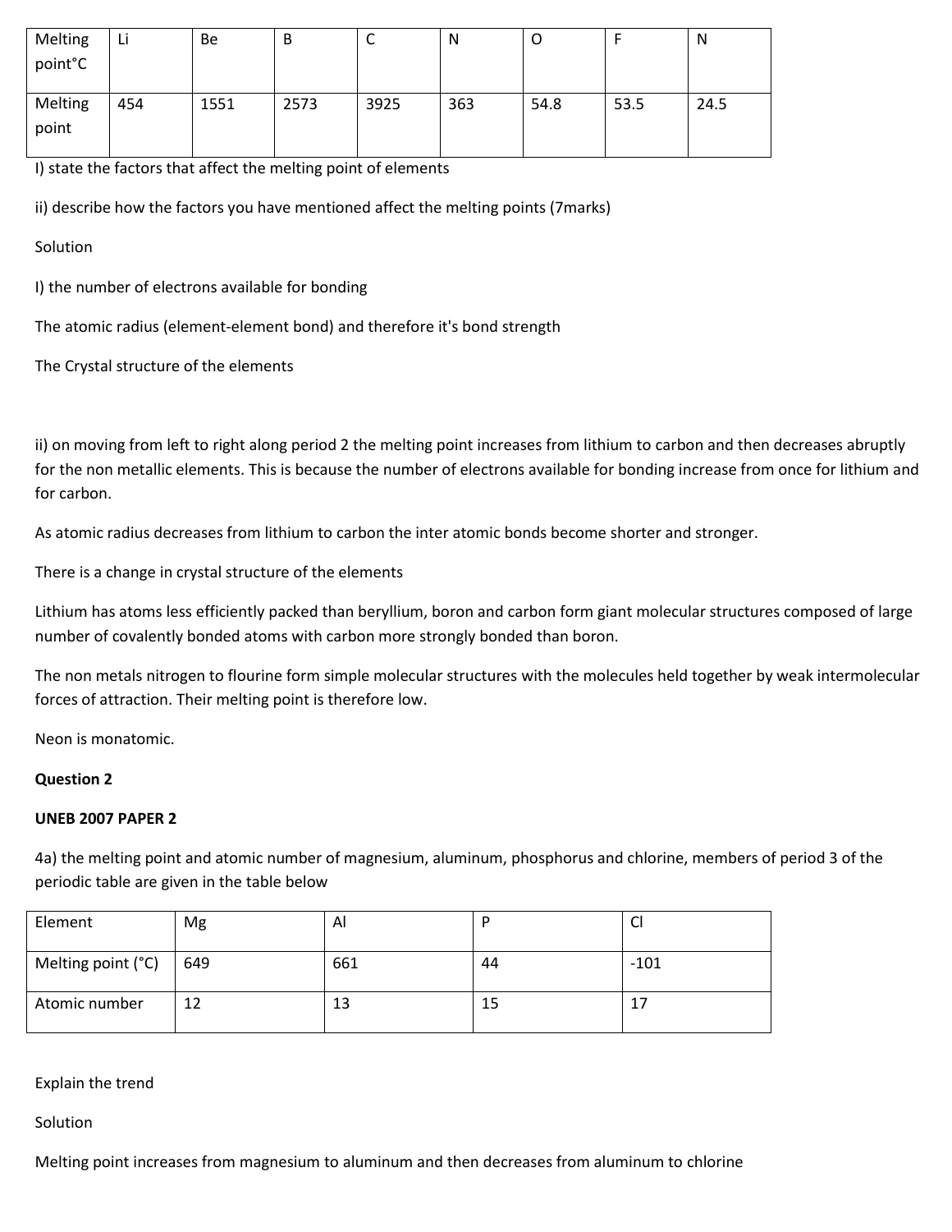| Melting point°C | Li | Be | B | C | N | O | F | N |
|---|---|---|---|---|---|---|---|---|
| Melting point | 454 | 1551 | 2573 | 3925 | 363 | 54.8 | 53.5 | 24.5 |

I) state the factors that affect the melting point of elements

ii) describe how the factors you have mentioned affect the melting points (7marks)

Solution

I) the number of electrons available for bonding

The atomic radius (element-element bond) and therefore it's bond strength

The Crystal structure of the elements

ii) on moving from left to right along period 2 the melting point increases from lithium to carbon and then decreases abruptly for the non metallic elements. This is because the number of electrons available for bonding increase from once for lithium and for carbon.

As atomic radius decreases from lithium to carbon the inter atomic bonds become shorter and stronger.

There is a change in crystal structure of the elements

Lithium has atoms less efficiently packed than beryllium, boron and carbon form giant molecular structures composed of large number of covalently bonded atoms with carbon more strongly bonded than boron.

The non metals nitrogen to flourine form simple molecular structures with the molecules held together by weak intermolecular forces of attraction. Their melting point is therefore low.

Neon is monatomic.

**Question 2**

**UNEB 2007 PAPER 2**

4a) the melting point and atomic number of magnesium, aluminum, phosphorus and chlorine, members of period 3 of the periodic table are given in the table below

| Element | Mg | Al | P | Cl |
|---|---|---|---|---|
| Melting point (°C) | 649 | 661 | 44 | -101 |
| Atomic number | 12 | 13 | 15 | 17 |

Explain the trend

Solution

Melting point increases from magnesium to aluminum and then decreases from aluminum to chlorine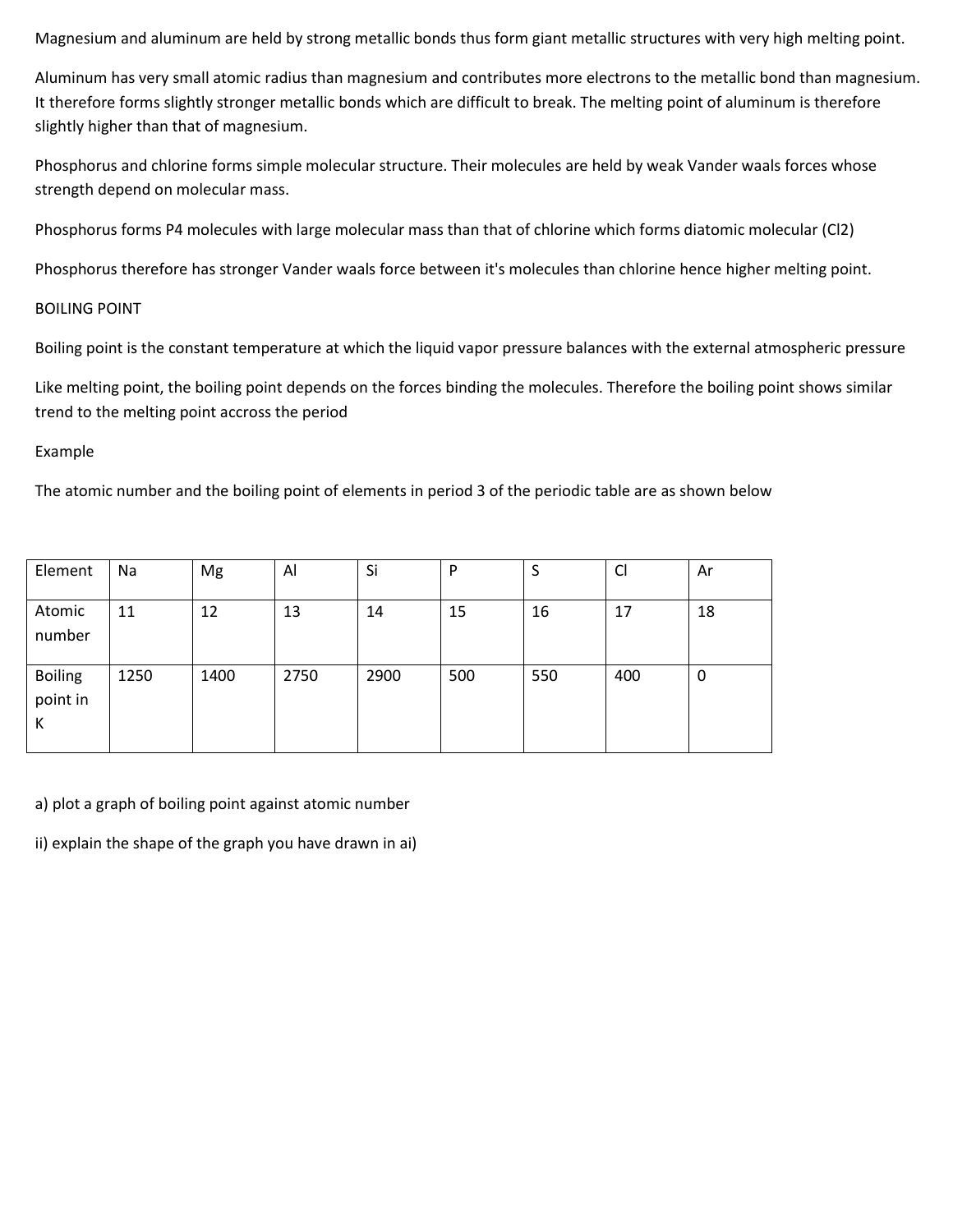Magnesium and aluminum are held by strong metallic bonds thus form giant metallic structures with very high melting point.

Aluminum has very small atomic radius than magnesium and contributes more electrons to the metallic bond than magnesium. It therefore forms slightly stronger metallic bonds which are difficult to break. The melting point of aluminum is therefore slightly higher than that of magnesium.

Phosphorus and chlorine forms simple molecular structure. Their molecules are held by weak Vander waals forces whose strength depend on molecular mass.

Phosphorus forms P4 molecules with large molecular mass than that of chlorine which forms diatomic molecular (Cl2)

Phosphorus therefore has stronger Vander waals force between it's molecules than chlorine hence higher melting point.

BOILING POINT

Boiling point is the constant temperature at which the liquid vapor pressure balances with the external atmospheric pressure

Like melting point, the boiling point depends on the forces binding the molecules. Therefore the boiling point shows similar trend to the melting point accross the period

Example

The atomic number and the boiling point of elements in period 3 of the periodic table are as shown below

| Element | Na | Mg | Al | Si | P | S | Cl | Ar |
|---|---|---|---|---|---|---|---|---|
| Atomic number | 11 | 12 | 13 | 14 | 15 | 16 | 17 | 18 |
| Boiling point in K | 1250 | 1400 | 2750 | 2900 | 500 | 550 | 400 | 0 |

a) plot a graph of boiling point against atomic number

ii) explain the shape of the graph you have drawn in ai)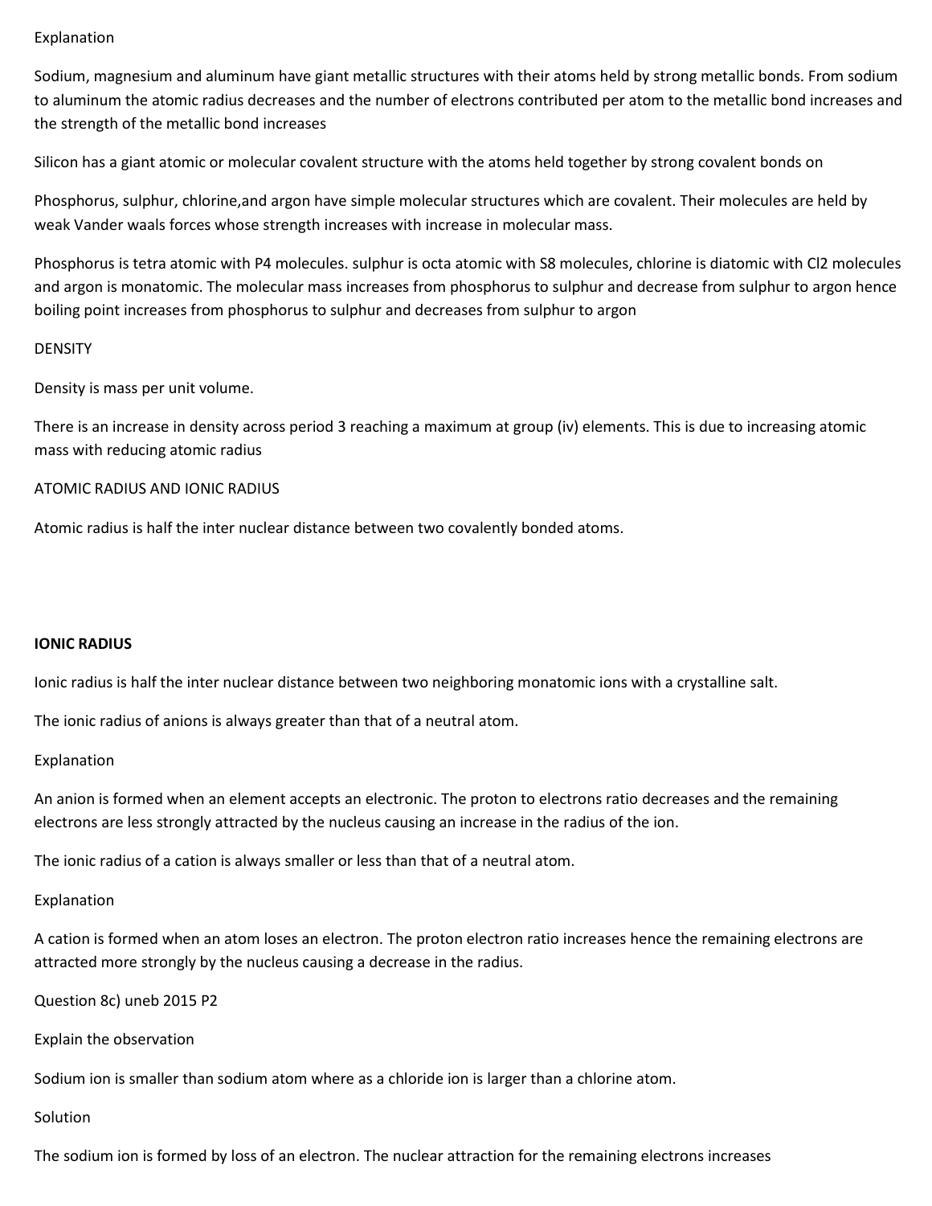Explanation

Sodium, magnesium and aluminum have giant metallic structures with their atoms held by strong metallic bonds. From sodium to aluminum the atomic radius decreases and the number of electrons contributed per atom to the metallic bond increases and the strength of the metallic bond increases

Silicon has a giant atomic or molecular covalent structure with the atoms held together by strong covalent bonds on

Phosphorus, sulphur, chlorine,and argon have simple molecular structures which are covalent. Their molecules are held by weak Vander waals forces whose strength increases with increase in molecular mass.

Phosphorus is tetra atomic with $P_4$ molecules. sulphur is octa atomic with $S_8$ molecules, chlorine is diatomic with $Cl_2$ molecules and argon is monatomic. The molecular mass increases from phosphorus to sulphur and decrease from sulphur to argon hence boiling point increases from phosphorus to sulphur and decreases from sulphur to argon

DENSITY

Density is mass per unit volume.

There is an increase in density across period 3 reaching a maximum at group (iv) elements. This is due to increasing atomic mass with reducing atomic radius

ATOMIC RADIUS AND IONIC RADIUS

Atomic radius is half the inter nuclear distance between two covalently bonded atoms.

**IONIC RADIUS**

Ionic radius is half the inter nuclear distance between two neighboring monatomic ions with a crystalline salt.

The ionic radius of anions is always greater than that of a neutral atom.

Explanation

An anion is formed when an element accepts an electronic. The proton to electrons ratio decreases and the remaining electrons are less strongly attracted by the nucleus causing an increase in the radius of the ion.

The ionic radius of a cation is always smaller or less than that of a neutral atom.

Explanation

A cation is formed when an atom loses an electron. The proton electron ratio increases hence the remaining electrons are attracted more strongly by the nucleus causing a decrease in the radius.

Question 8c) uneb 2015 P2

Explain the observation

Sodium ion is smaller than sodium atom where as a chloride ion is larger than a chlorine atom.

Solution

The sodium ion is formed by loss of an electron. The nuclear attraction for the remaining electrons increases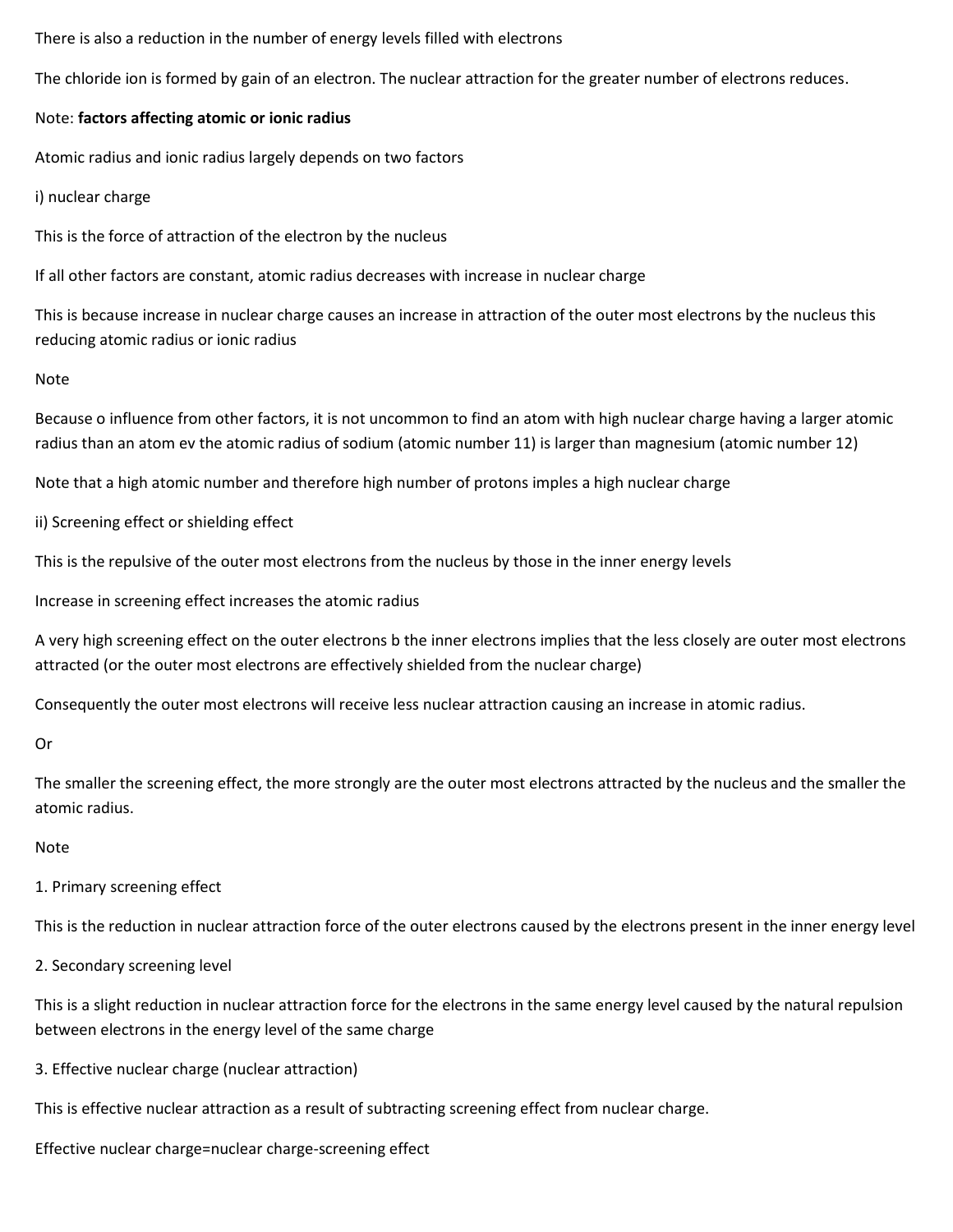There is also a reduction in the number of energy levels filled with electrons

The chloride ion is formed by gain of an electron. The nuclear attraction for the greater number of electrons reduces.

Note: **factors affecting atomic or ionic radius**

Atomic radius and ionic radius largely depends on two factors

i) nuclear charge

This is the force of attraction of the electron by the nucleus

If all other factors are constant, atomic radius decreases with increase in nuclear charge

This is because increase in nuclear charge causes an increase in attraction of the outer most electrons by the nucleus this reducing atomic radius or ionic radius

Note

Because o influence from other factors, it is not uncommon to find an atom with high nuclear charge having a larger atomic radius than an atom ev the atomic radius of sodium (atomic number 11) is larger than magnesium (atomic number 12)

Note that a high atomic number and therefore high number of protons imples a high nuclear charge

ii) Screening effect or shielding effect

This is the repulsive of the outer most electrons from the nucleus by those in the inner energy levels

Increase in screening effect increases the atomic radius

A very high screening effect on the outer electrons b the inner electrons implies that the less closely are outer most electrons attracted (or the outer most electrons are effectively shielded from the nuclear charge)

Consequently the outer most electrons will receive less nuclear attraction causing an increase in atomic radius.

Or

The smaller the screening effect, the more strongly are the outer most electrons attracted by the nucleus and the smaller the atomic radius.

Note

1. Primary screening effect

This is the reduction in nuclear attraction force of the outer electrons caused by the electrons present in the inner energy level

2. Secondary screening level

This is a slight reduction in nuclear attraction force for the electrons in the same energy level caused by the natural repulsion between electrons in the energy level of the same charge

3. Effective nuclear charge (nuclear attraction)

This is effective nuclear attraction as a result of subtracting screening effect from nuclear charge.

Effective nuclear charge=nuclear charge-screening effect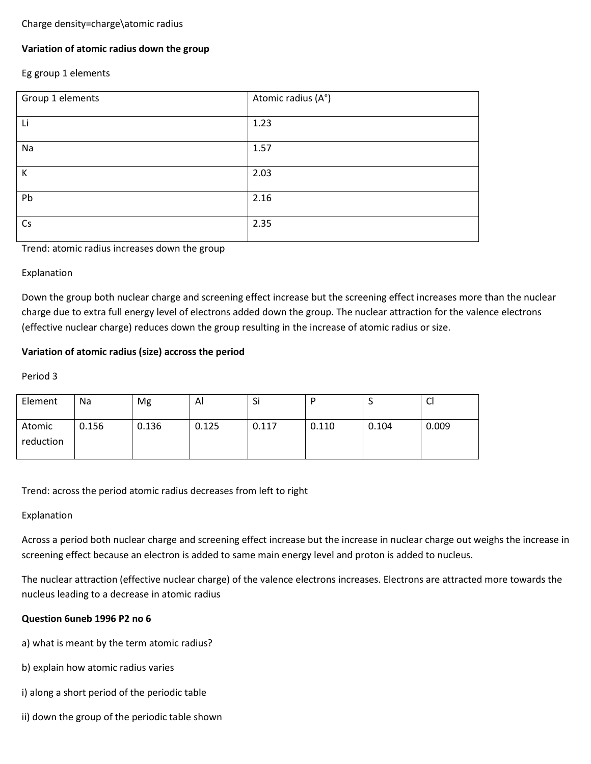Charge density=charge\atomic radius

**Variation of atomic radius down the group**

Eg group 1 elements

| Group 1 elements | Atomic radius (A°) |
| --- | --- |
| Li | 1.23 |
| Na | 1.57 |
| K | 2.03 |
| Pb | 2.16 |
| Cs | 2.35 |

Trend: atomic radius increases down the group

Explanation

Down the group both nuclear charge and screening effect increase but the screening effect increases more than the nuclear charge due to extra full energy level of electrons added down the group. The nuclear attraction for the valence electrons (effective nuclear charge) reduces down the group resulting in the increase of atomic radius or size.

**Variation of atomic radius (size) accross the period**

Period 3

| Element | Na | Mg | Al | Si | P | S | Cl |
| --- | --- | --- | --- | --- | --- | --- | --- |
| Atomic reduction | 0.156 | 0.136 | 0.125 | 0.117 | 0.110 | 0.104 | 0.009 |

Trend: across the period atomic radius decreases from left to right

Explanation

Across a period both nuclear charge and screening effect increase but the increase in nuclear charge out weighs the increase in screening effect because an electron is added to same main energy level and proton is added to nucleus.

The nuclear attraction (effective nuclear charge) of the valence electrons increases. Electrons are attracted more towards the nucleus leading to a decrease in atomic radius

**Question 6uneb 1996 P2 no 6**

a) what is meant by the term atomic radius?

b) explain how atomic radius varies

i) along a short period of the periodic table

ii) down the group of the periodic table shown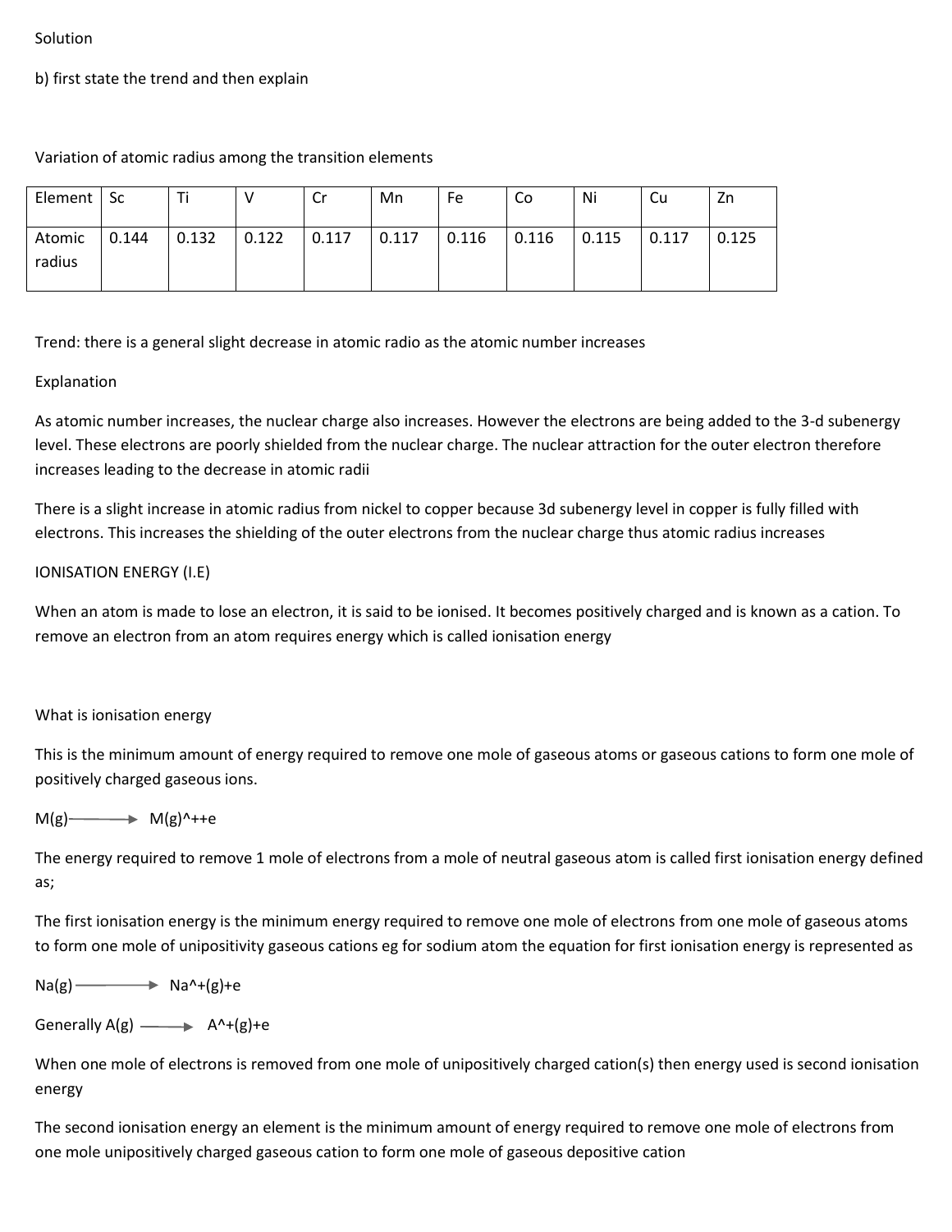Solution

b) first state the trend and then explain

Variation of atomic radius among the transition elements

| Element | Sc | Ti | V | Cr | Mn | Fe | Co | Ni | Cu | Zn |
|---|---|---|---|---|---|---|---|---|---|---|
| Atomic radius | 0.144 | 0.132 | 0.122 | 0.117 | 0.117 | 0.116 | 0.116 | 0.115 | 0.117 | 0.125 |

Trend: there is a general slight decrease in atomic radio as the atomic number increases

Explanation

As atomic number increases, the nuclear charge also increases. However the electrons are being added to the 3-d subenergy level. These electrons are poorly shielded from the nuclear charge. The nuclear attraction for the outer electron therefore increases leading to the decrease in atomic radii

There is a slight increase in atomic radius from nickel to copper because 3d subenergy level in copper is fully filled with electrons. This increases the shielding of the outer electrons from the nuclear charge thus atomic radius increases

IONISATION ENERGY (I.E)

When an atom is made to lose an electron, it is said to be ionised. It becomes positively charged and is known as a cation. To remove an electron from an atom requires energy which is called ionisation energy

What is ionisation energy

This is the minimum amount of energy required to remove one mole of gaseous atoms or gaseous cations to form one mole of positively charged gaseous ions.

$M(g) \longrightarrow M(g)^{+} + e$

The energy required to remove 1 mole of electrons from a mole of neutral gaseous atom is called first ionisation energy defined as;

The first ionisation energy is the minimum energy required to remove one mole of electrons from one mole of gaseous atoms to form one mole of unipositivity gaseous cations eg for sodium atom the equation for first ionisation energy is represented as

$Na(g) \longrightarrow Na^{+}(g) + e$

Generally $A(g) \longrightarrow A^{+}(g) + e$

When one mole of electrons is removed from one mole of unipositively charged cation(s) then energy used is second ionisation energy

The second ionisation energy an element is the minimum amount of energy required to remove one mole of electrons from one mole unipositively charged gaseous cation to form one mole of gaseous depositive cation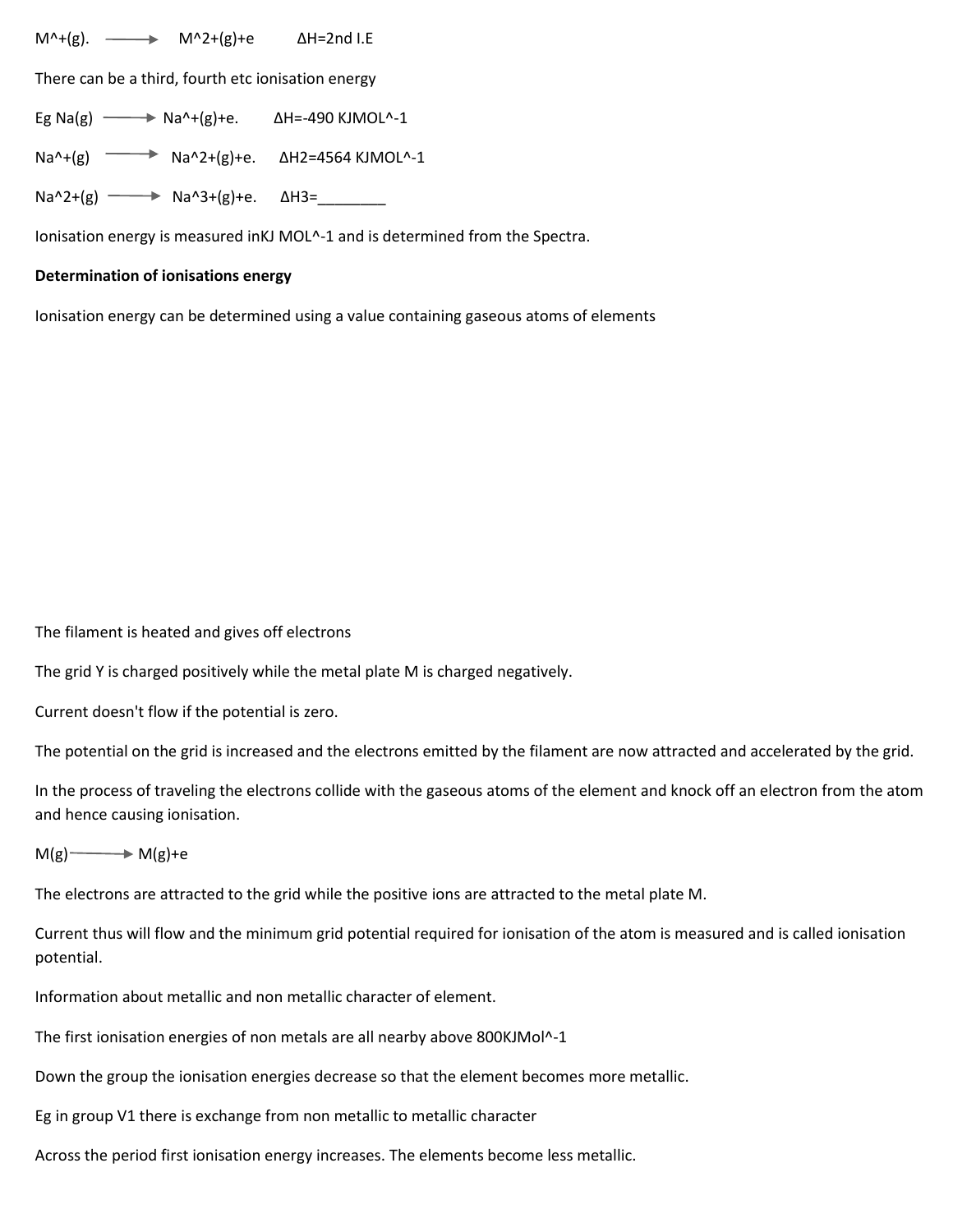$M^{+}(g) \longrightarrow M^{2+}(g) + e \quad \Delta H = \text{2nd I.E}$

There can be a third, fourth etc ionisation energy

Eg $Na(g) \longrightarrow Na^{+}(g) + e. \quad \Delta H = -490\ KJMOL^{-1}$

$Na^{+}(g) \longrightarrow Na^{2+}(g) + e. \quad \Delta H2 = 4564\ KJMOL^{-1}$

$Na^{2+}(g) \longrightarrow Na^{3+}(g) + e. \quad \Delta H3 =$________

Ionisation energy is measured inKJ $MOL^{-1}$ and is determined from the Spectra.

**Determination of ionisations energy**

Ionisation energy can be determined using a value containing gaseous atoms of elements

The filament is heated and gives off electrons

The grid Y is charged positively while the metal plate M is charged negatively.

Current doesn't flow if the potential is zero.

The potential on the grid is increased and the electrons emitted by the filament are now attracted and accelerated by the grid.

In the process of traveling the electrons collide with the gaseous atoms of the element and knock off an electron from the atom and hence causing ionisation.

$M(g) \longrightarrow M(g) + e$

The electrons are attracted to the grid while the positive ions are attracted to the metal plate M.

Current thus will flow and the minimum grid potential required for ionisation of the atom is measured and is called ionisation potential.

Information about metallic and non metallic character of element.

The first ionisation energies of non metals are all nearby above $800KJMol^{-1}$

Down the group the ionisation energies decrease so that the element becomes more metallic.

Eg in group V1 there is exchange from non metallic to metallic character

Across the period first ionisation energy increases. The elements become less metallic.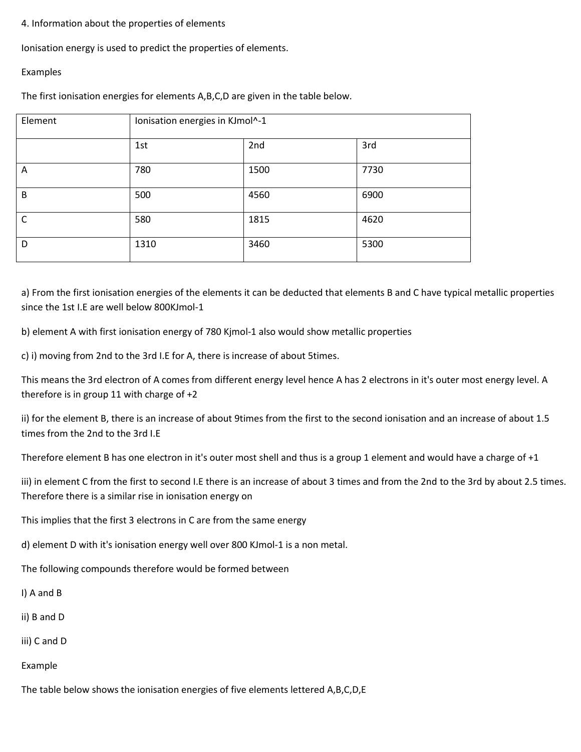4. Information about the properties of elements

Ionisation energy is used to predict the properties of elements.

Examples

The first ionisation energies for elements A,B,C,D are given in the table below.

| Element | Ionisation energies in $KJmol^{-1}$ | | |
|---|---|---|---|
| | 1st | 2nd | 3rd |
| A | 780 | 1500 | 7730 |
| B | 500 | 4560 | 6900 |
| C | 580 | 1815 | 4620 |
| D | 1310 | 3460 | 5300 |

a) From the first ionisation energies of the elements it can be deducted that elements B and C have typical metallic properties since the 1st I.E are well below 800KJmol-1

b) element A with first ionisation energy of 780 Kjmol-1 also would show metallic properties

c) i) moving from 2nd to the 3rd I.E for A, there is increase of about 5times.

This means the 3rd electron of A comes from different energy level hence A has 2 electrons in it's outer most energy level. A therefore is in group 11 with charge of +2

ii) for the element B, there is an increase of about 9times from the first to the second ionisation and an increase of about 1.5 times from the 2nd to the 3rd I.E

Therefore element B has one electron in it's outer most shell and thus is a group 1 element and would have a charge of +1

iii) in element C from the first to second I.E there is an increase of about 3 times and from the 2nd to the 3rd by about 2.5 times. Therefore there is a similar rise in ionisation energy on

This implies that the first 3 electrons in C are from the same energy

d) element D with it's ionisation energy well over 800 KJmol-1 is a non metal.

The following compounds therefore would be formed between

I) A and B

ii) B and D

iii) C and D

Example

The table below shows the ionisation energies of five elements lettered A,B,C,D,E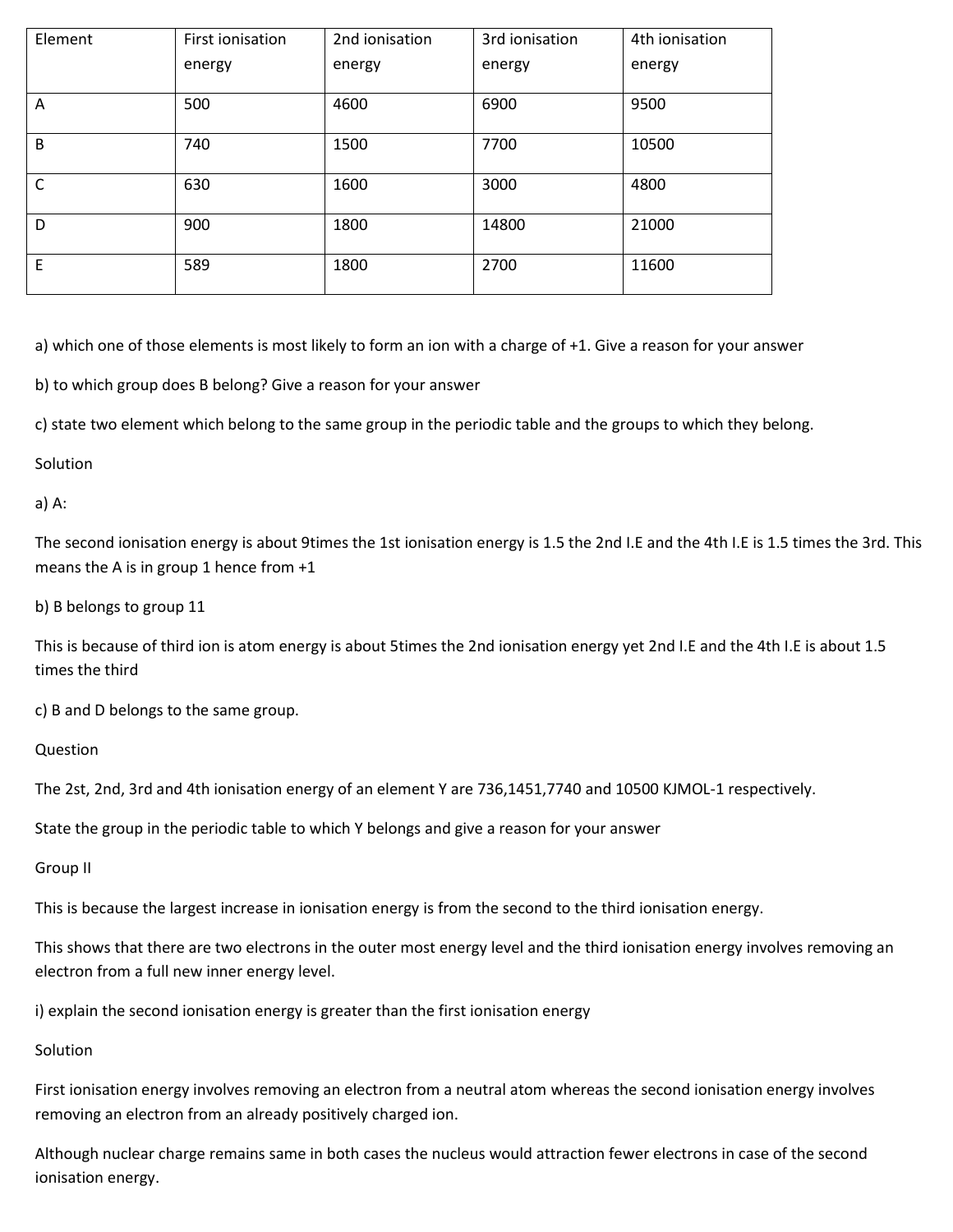| Element | First ionisation energy | 2nd ionisation energy | 3rd ionisation energy | 4th ionisation energy |
|---|---|---|---|---|
| A | 500 | 4600 | 6900 | 9500 |
| B | 740 | 1500 | 7700 | 10500 |
| C | 630 | 1600 | 3000 | 4800 |
| D | 900 | 1800 | 14800 | 21000 |
| E | 589 | 1800 | 2700 | 11600 |

a) which one of those elements is most likely to form an ion with a charge of +1. Give a reason for your answer

b) to which group does B belong? Give a reason for your answer

c) state two element which belong to the same group in the periodic table and the groups to which they belong.

Solution

a) A:

The second ionisation energy is about 9times the 1st ionisation energy is 1.5 the 2nd I.E and the 4th I.E is 1.5 times the 3rd. This means the A is in group 1 hence from +1

b) B belongs to group 11

This is because of third ion is atom energy is about 5times the 2nd ionisation energy yet 2nd I.E and the 4th I.E is about 1.5 times the third

c) B and D belongs to the same group.

Question

The 2st, 2nd, 3rd and 4th ionisation energy of an element Y are 736,1451,7740 and 10500 KJMOL-1 respectively.

State the group in the periodic table to which Y belongs and give a reason for your answer

Group II

This is because the largest increase in ionisation energy is from the second to the third ionisation energy.

This shows that there are two electrons in the outer most energy level and the third ionisation energy involves removing an electron from a full new inner energy level.

i) explain the second ionisation energy is greater than the first ionisation energy

Solution

First ionisation energy involves removing an electron from a neutral atom whereas the second ionisation energy involves removing an electron from an already positively charged ion.

Although nuclear charge remains same in both cases the nucleus would attraction fewer electrons in case of the second ionisation energy.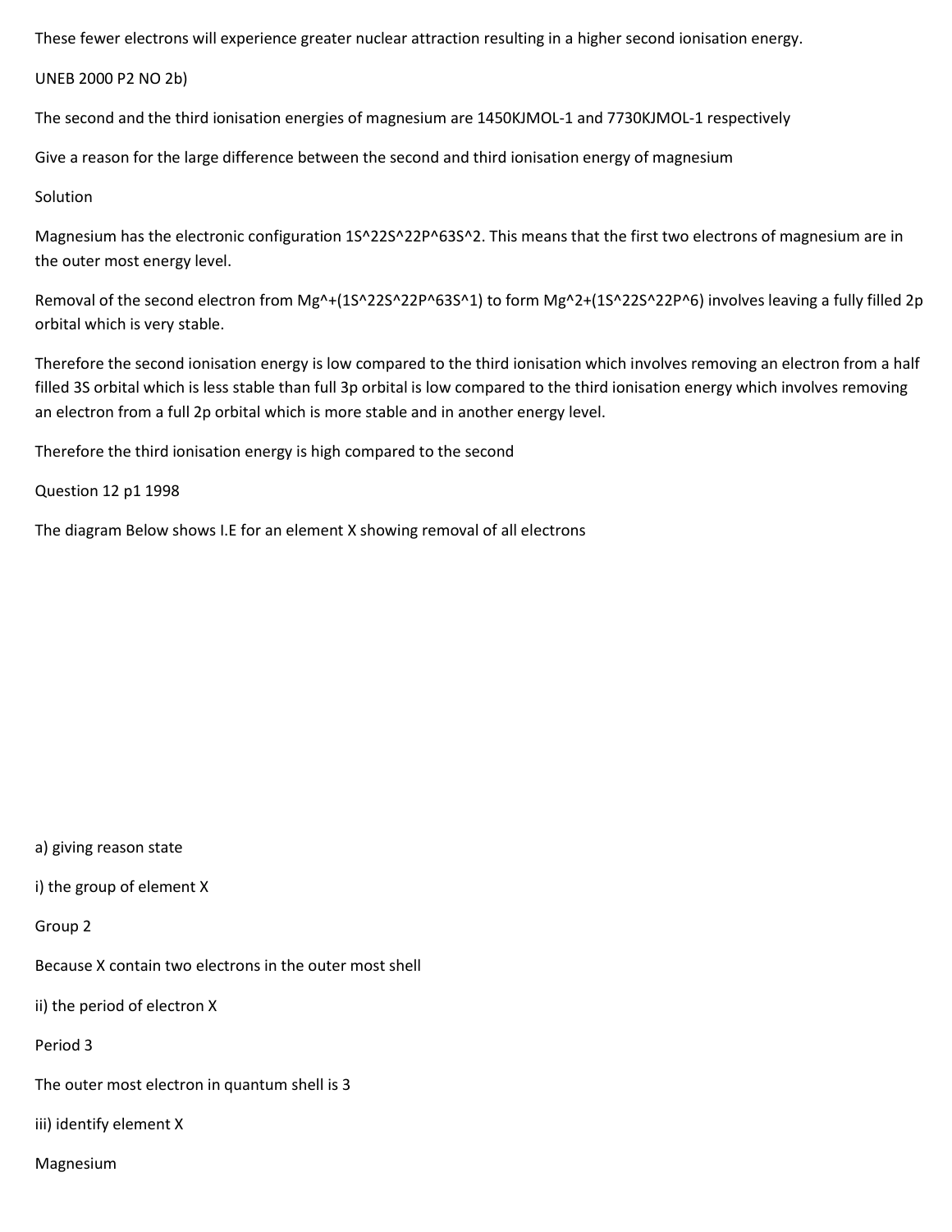These fewer electrons will experience greater nuclear attraction resulting in a higher second ionisation energy.

UNEB 2000 P2 NO 2b)

The second and the third ionisation energies of magnesium are 1450KJMOL-1 and 7730KJMOL-1 respectively

Give a reason for the large difference between the second and third ionisation energy of magnesium

Solution

Magnesium has the electronic configuration $1S^22S^22P^63S^2$. This means that the first two electrons of magnesium are in the outer most energy level.

Removal of the second electron from $Mg^+$($1S^22S^22P^63S^1$) to form $Mg^{2+}$($1S^22S^22P^6$) involves leaving a fully filled 2p orbital which is very stable.

Therefore the second ionisation energy is low compared to the third ionisation which involves removing an electron from a half filled 3S orbital which is less stable than full 3p orbital is low compared to the third ionisation energy which involves removing an electron from a full 2p orbital which is more stable and in another energy level.

Therefore the third ionisation energy is high compared to the second

Question 12 p1 1998

The diagram Below shows I.E for an element X showing removal of all electrons

a) giving reason state

i) the group of element X

Group 2

Because X contain two electrons in the outer most shell

ii) the period of electron X

Period 3

The outer most electron in quantum shell is 3

iii) identify element X

Magnesium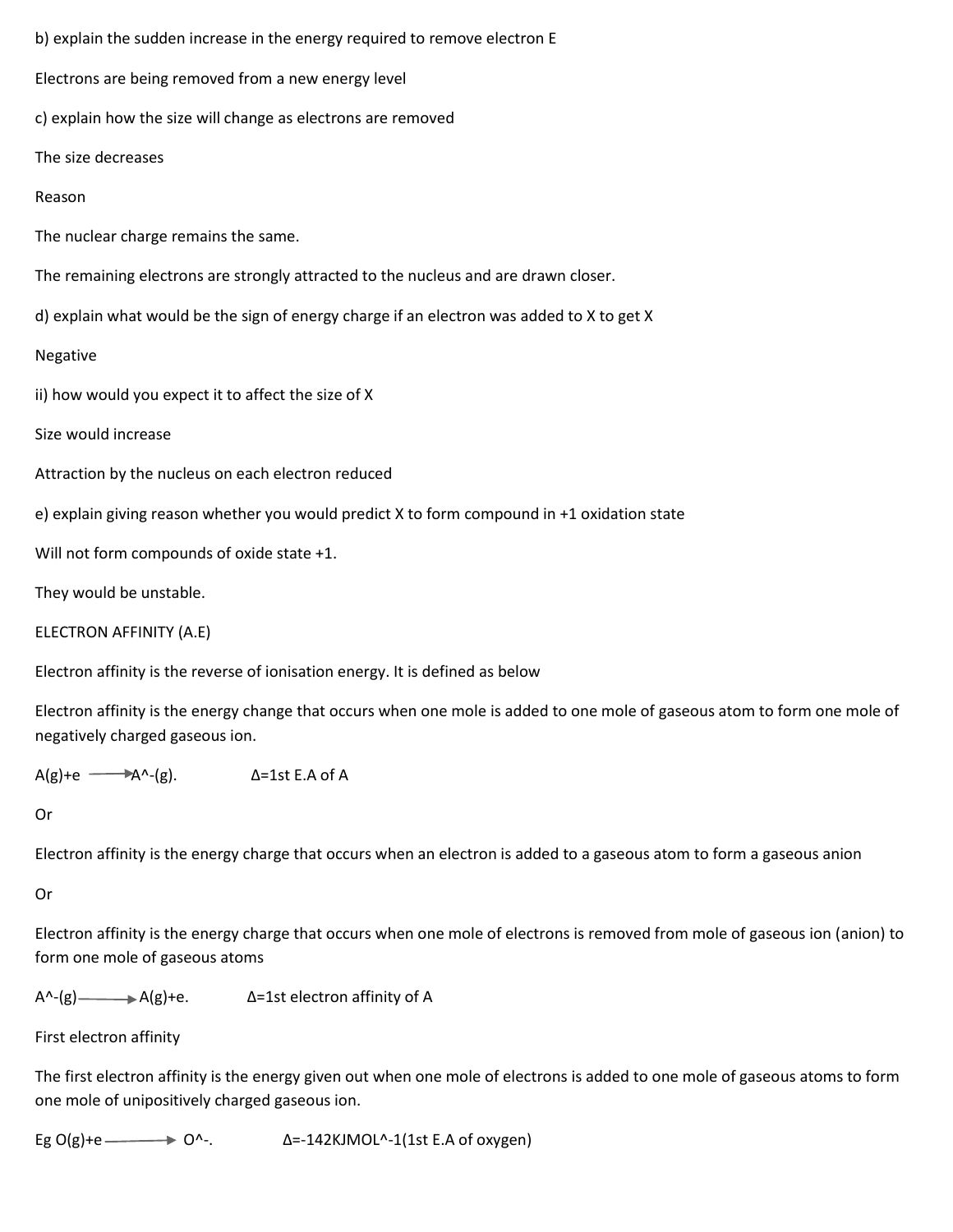b) explain the sudden increase in the energy required to remove electron E

Electrons are being removed from a new energy level

c) explain how the size will change as electrons are removed

The size decreases

Reason

The nuclear charge remains the same.

The remaining electrons are strongly attracted to the nucleus and are drawn closer.

d) explain what would be the sign of energy charge if an electron was added to X to get X

Negative

ii) how would you expect it to affect the size of X

Size would increase

Attraction by the nucleus on each electron reduced

e) explain giving reason whether you would predict X to form compound in +1 oxidation state

Will not form compounds of oxide state +1.

They would be unstable.

ELECTRON AFFINITY (A.E)

Electron affinity is the reverse of ionisation energy. It is defined as below

Electron affinity is the energy change that occurs when one mole is added to one mole of gaseous atom to form one mole of negatively charged gaseous ion.

$A(g)+e \longrightarrow A^-(g)$. $\Delta$=1st E.A of A

Or

Electron affinity is the energy charge that occurs when an electron is added to a gaseous atom to form a gaseous anion

Or

Electron affinity is the energy charge that occurs when one mole of electrons is removed from mole of gaseous ion (anion) to form one mole of gaseous atoms

$A^-(g) \longrightarrow A(g)+e$. $\Delta$=1st electron affinity of A

First electron affinity

The first electron affinity is the energy given out when one mole of electrons is added to one mole of gaseous atoms to form one mole of unipositively charged gaseous ion.

Eg $O(g)+e \longrightarrow O^-$. $\Delta=-142 KJMOL^{-1}$(1st E.A of oxygen)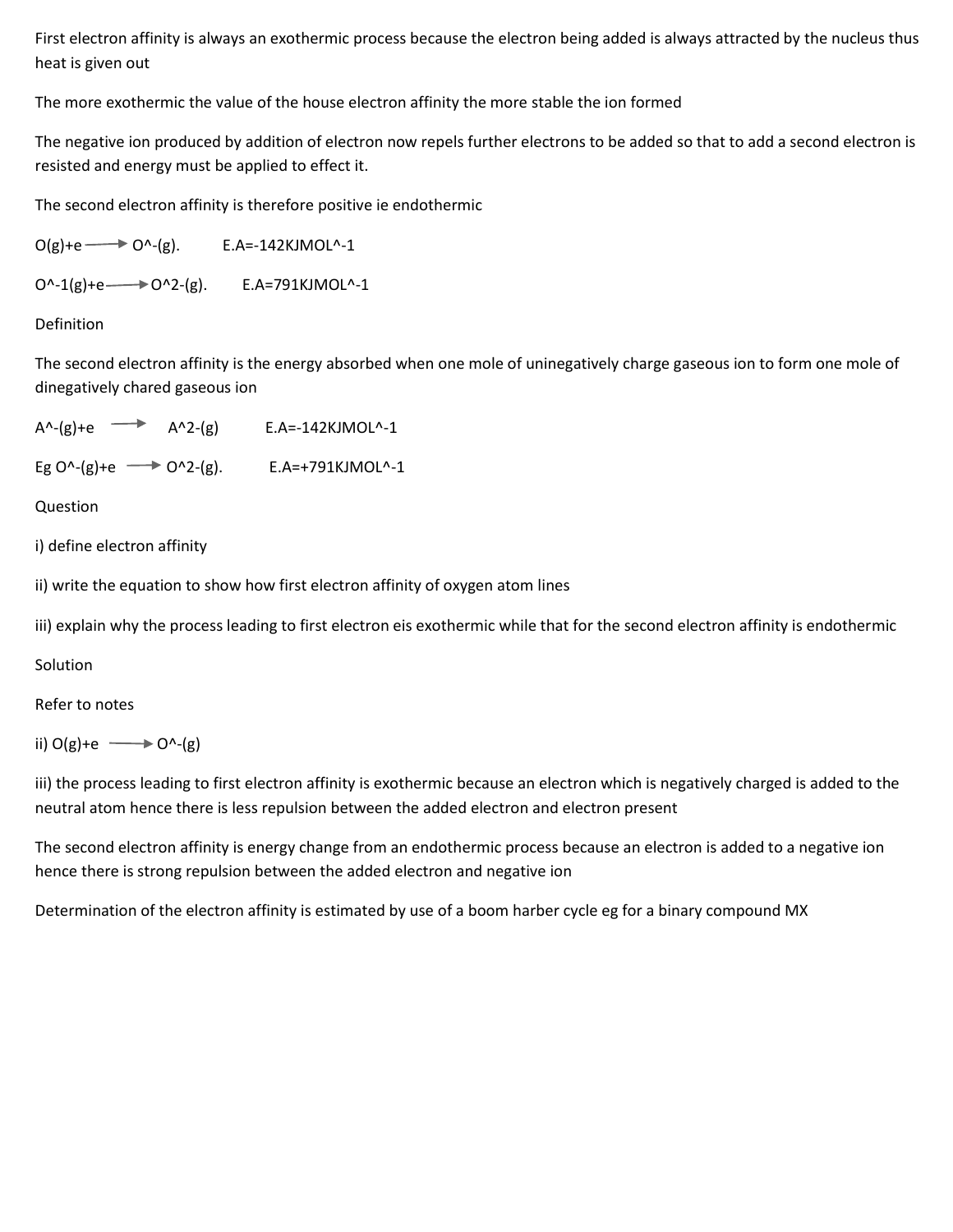First electron affinity is always an exothermic process because the electron being added is always attracted by the nucleus thus heat is given out

The more exothermic the value of the house electron affinity the more stable the ion formed

The negative ion produced by addition of electron now repels further electrons to be added so that to add a second electron is resisted and energy must be applied to effect it.

The second electron affinity is therefore positive ie endothermic

$O(g) + e \rightarrow O^{-}(g)$. E.A=-142KJMOL^-1

$O^{-1}(g) + e \rightarrow O^{2-}(g)$. E.A=791KJMOL^-1

Definition

The second electron affinity is the energy absorbed when one mole of uninegatively charge gaseous ion to form one mole of dinegatively chared gaseous ion

$A^{-}(g) + e \rightarrow A^{2-}(g)$ E.A=-142KJMOL^-1

Eg $O^{-}(g) + e \rightarrow O^{2-}(g)$. E.A=+791KJMOL^-1

Question

i) define electron affinity

ii) write the equation to show how first electron affinity of oxygen atom lines

iii) explain why the process leading to first electron eis exothermic while that for the second electron affinity is endothermic

Solution

Refer to notes

ii) $O(g) + e \rightarrow O^{-}(g)$

iii) the process leading to first electron affinity is exothermic because an electron which is negatively charged is added to the neutral atom hence there is less repulsion between the added electron and electron present

The second electron affinity is energy change from an endothermic process because an electron is added to a negative ion hence there is strong repulsion between the added electron and negative ion

Determination of the electron affinity is estimated by use of a boom harber cycle eg for a binary compound MX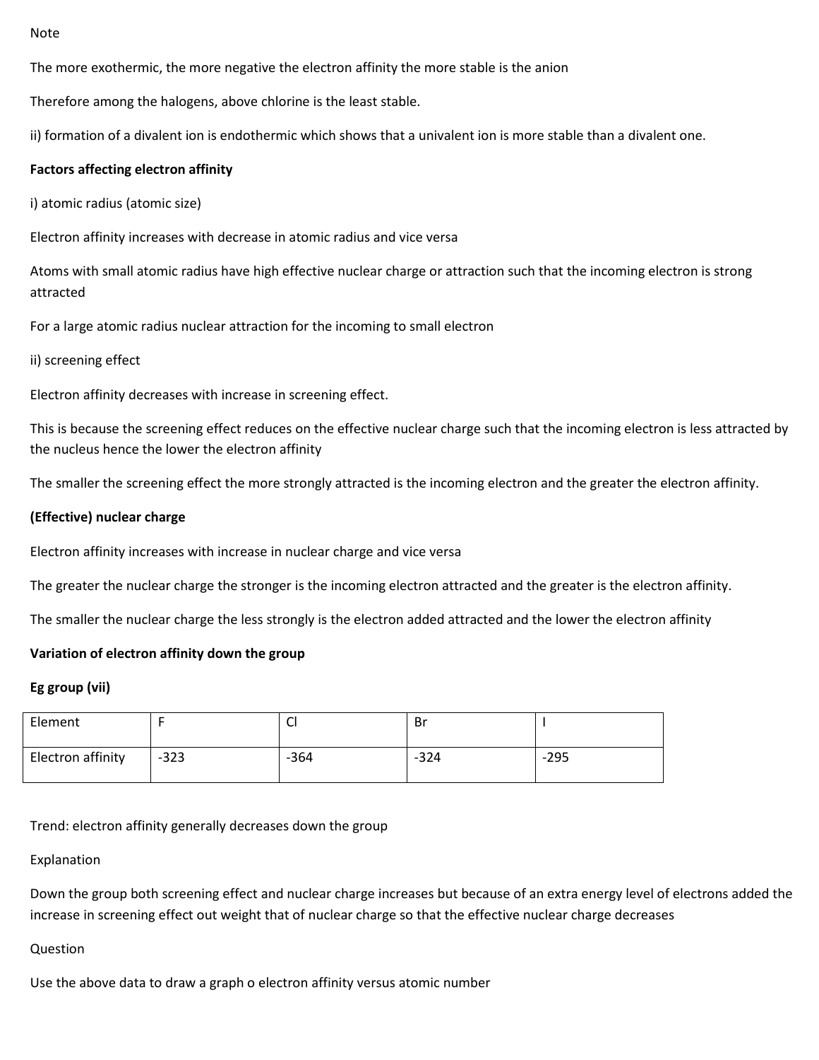Note

The more exothermic, the more negative the electron affinity the more stable is the anion

Therefore among the halogens, above chlorine is the least stable.

ii) formation of a divalent ion is endothermic which shows that a univalent ion is more stable than a divalent one.

**Factors affecting electron affinity**

i) atomic radius (atomic size)

Electron affinity increases with decrease in atomic radius and vice versa

Atoms with small atomic radius have high effective nuclear charge or attraction such that the incoming electron is strong attracted

For a large atomic radius nuclear attraction for the incoming to small electron

ii) screening effect

Electron affinity decreases with increase in screening effect.

This is because the screening effect reduces on the effective nuclear charge such that the incoming electron is less attracted by the nucleus hence the lower the electron affinity

The smaller the screening effect the more strongly attracted is the incoming electron and the greater the electron affinity.

**(Effective) nuclear charge**

Electron affinity increases with increase in nuclear charge and vice versa

The greater the nuclear charge the stronger is the incoming electron attracted and the greater is the electron affinity.

The smaller the nuclear charge the less strongly is the electron added attracted and the lower the electron affinity

**Variation of electron affinity down the group**

**Eg group (vii)**

| Element | F | Cl | Br | I |
|---|---|---|---|---|
| Electron affinity | -323 | -364 | -324 | -295 |

Trend: electron affinity generally decreases down the group

Explanation

Down the group both screening effect and nuclear charge increases but because of an extra energy level of electrons added the increase in screening effect out weight that of nuclear charge so that the effective nuclear charge decreases

Question

Use the above data to draw a graph o electron affinity versus atomic number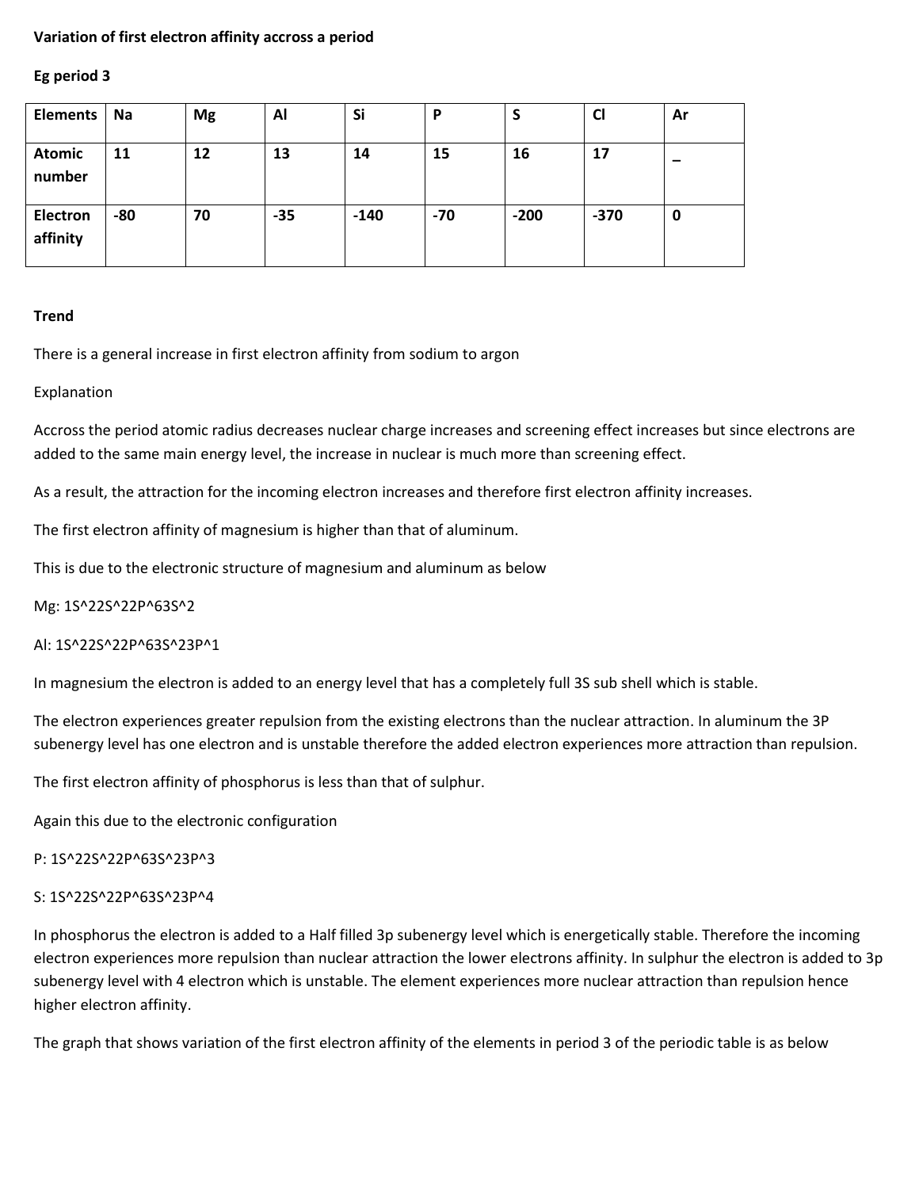**Variation of first electron affinity accross a period**

**Eg period 3**

| **Elements** | **Na** | **Mg** | **Al** | **Si** | **P** | **S** | **Cl** | **Ar** |
|---|---|---|---|---|---|---|---|---|
| **Atomic number** | **11** | **12** | **13** | **14** | **15** | **16** | **17** | **–** |
| **Electron affinity** | **-80** | **70** | **-35** | **-140** | **-70** | **-200** | **-370** | **0** |

**Trend**

There is a general increase in first electron affinity from sodium to argon

Explanation

Accross the period atomic radius decreases nuclear charge increases and screening effect increases but since electrons are added to the same main energy level, the increase in nuclear is much more than screening effect.

As a result, the attraction for the incoming electron increases and therefore first electron affinity increases.

The first electron affinity of magnesium is higher than that of aluminum.

This is due to the electronic structure of magnesium and aluminum as below

Mg: $1S^2 2S^2 2P^6 3S^2$

Al: $1S^2 2S^2 2P^6 3S^2 3P^1$

In magnesium the electron is added to an energy level that has a completely full 3S sub shell which is stable.

The electron experiences greater repulsion from the existing electrons than the nuclear attraction. In aluminum the 3P subenergy level has one electron and is unstable therefore the added electron experiences more attraction than repulsion.

The first electron affinity of phosphorus is less than that of sulphur.

Again this due to the electronic configuration

P: $1S^2 2S^2 2P^6 3S^2 3P^3$

S: $1S^2 2S^2 2P^6 3S^2 3P^4$

In phosphorus the electron is added to a Half filled 3p subenergy level which is energetically stable. Therefore the incoming electron experiences more repulsion than nuclear attraction the lower electrons affinity. In sulphur the electron is added to 3p subenergy level with 4 electron which is unstable. The element experiences more nuclear attraction than repulsion hence higher electron affinity.

The graph that shows variation of the first electron affinity of the elements in period 3 of the periodic table is as below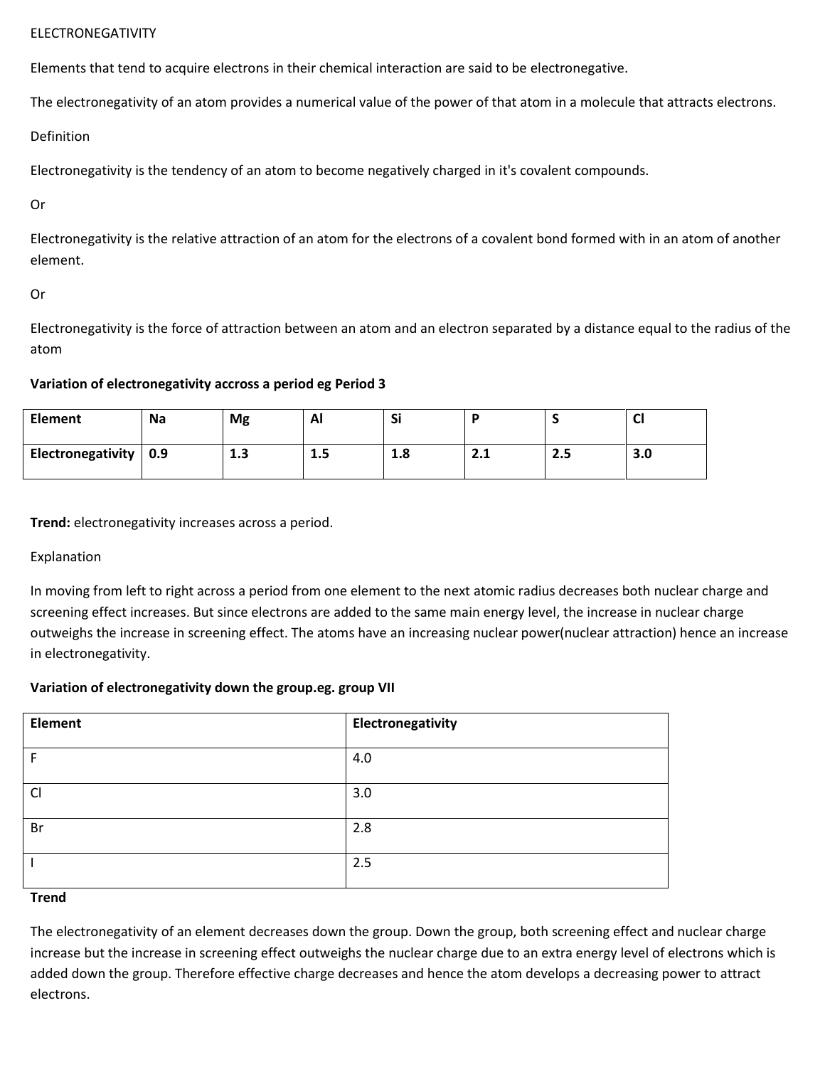ELECTRONEGATIVITY

Elements that tend to acquire electrons in their chemical interaction are said to be electronegative.

The electronegativity of an atom provides a numerical value of the power of that atom in a molecule that attracts electrons.

Definition

Electronegativity is the tendency of an atom to become negatively charged in it's covalent compounds.

Or

Electronegativity is the relative attraction of an atom for the electrons of a covalent bond formed with in an atom of another element.

Or

Electronegativity is the force of attraction between an atom and an electron separated by a distance equal to the radius of the atom

**Variation of electronegativity accross a period eg Period 3**

| **Element** | **Na** | **Mg** | **Al** | **Si** | **P** | **S** | **Cl** |
|---|---|---|---|---|---|---|---|
| **Electronegativity** | **0.9** | **1.3** | **1.5** | **1.8** | **2.1** | **2.5** | **3.0** |

**Trend:** electronegativity increases across a period.

Explanation

In moving from left to right across a period from one element to the next atomic radius decreases both nuclear charge and screening effect increases. But since electrons are added to the same main energy level, the increase in nuclear charge outweighs the increase in screening effect. The atoms have an increasing nuclear power(nuclear attraction) hence an increase in electronegativity.

**Variation of electronegativity down the group.eg. group VII**

| **Element** | **Electronegativity** |
|---|---|
| F | 4.0 |
| Cl | 3.0 |
| Br | 2.8 |
| I | 2.5 |

**Trend**

The electronegativity of an element decreases down the group. Down the group, both screening effect and nuclear charge increase but the increase in screening effect outweighs the nuclear charge due to an extra energy level of electrons which is added down the group. Therefore effective charge decreases and hence the atom develops a decreasing power to attract electrons.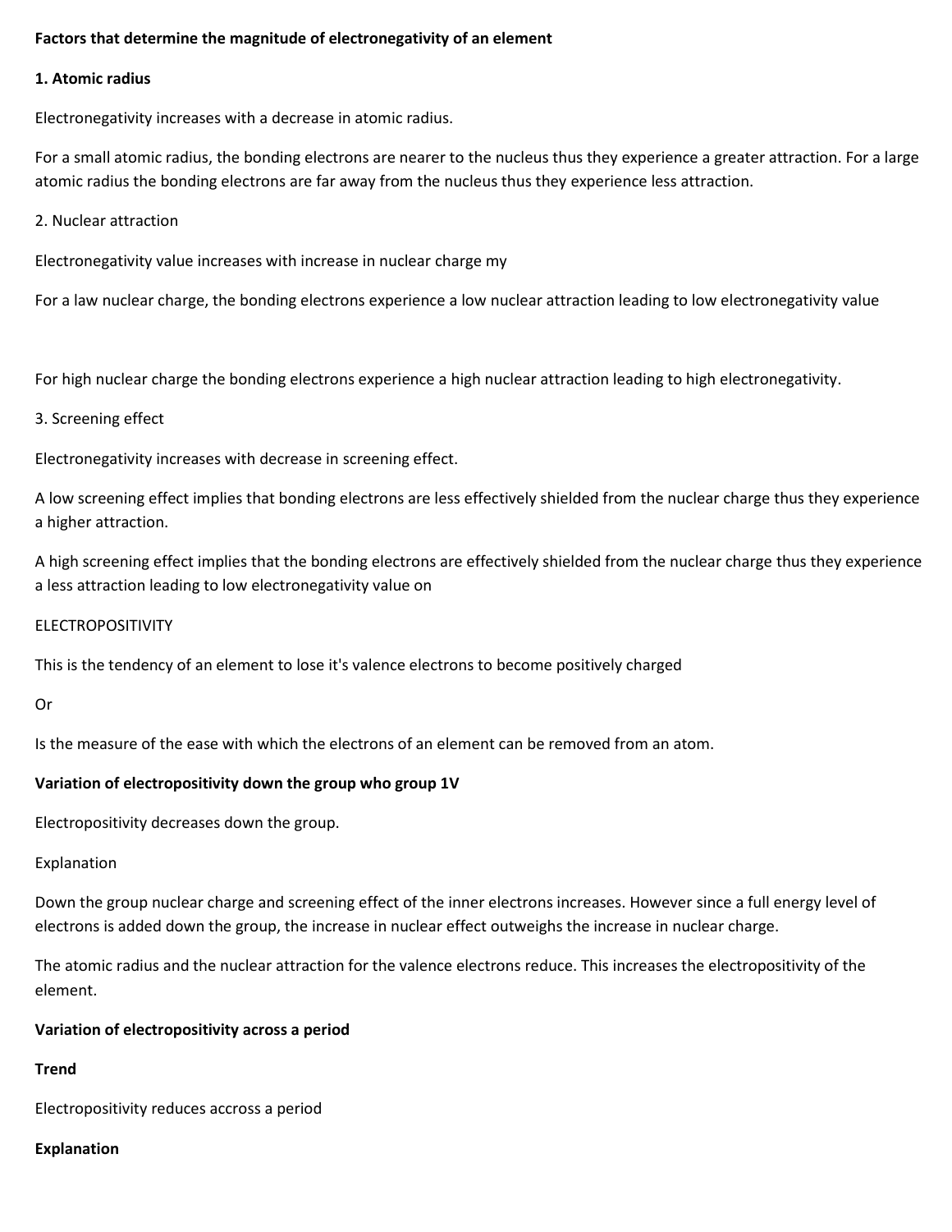**Factors that determine the magnitude of electronegativity of an element**

**1. Atomic radius**

Electronegativity increases with a decrease in atomic radius.

For a small atomic radius, the bonding electrons are nearer to the nucleus thus they experience a greater attraction. For a large atomic radius the bonding electrons are far away from the nucleus thus they experience less attraction.

2. Nuclear attraction

Electronegativity value increases with increase in nuclear charge my

For a law nuclear charge, the bonding electrons experience a low nuclear attraction leading to low electronegativity value

For high nuclear charge the bonding electrons experience a high nuclear attraction leading to high electronegativity.

3. Screening effect

Electronegativity increases with decrease in screening effect.

A low screening effect implies that bonding electrons are less effectively shielded from the nuclear charge thus they experience a higher attraction.

A high screening effect implies that the bonding electrons are effectively shielded from the nuclear charge thus they experience a less attraction leading to low electronegativity value on

ELECTROPOSITIVITY

This is the tendency of an element to lose it's valence electrons to become positively charged

Or

Is the measure of the ease with which the electrons of an element can be removed from an atom.

**Variation of electropositivity down the group who group 1V**

Electropositivity decreases down the group.

Explanation

Down the group nuclear charge and screening effect of the inner electrons increases. However since a full energy level of electrons is added down the group, the increase in nuclear effect outweighs the increase in nuclear charge.

The atomic radius and the nuclear attraction for the valence electrons reduce. This increases the electropositivity of the element.

**Variation of electropositivity across a period**

**Trend**

Electropositivity reduces accross a period

**Explanation**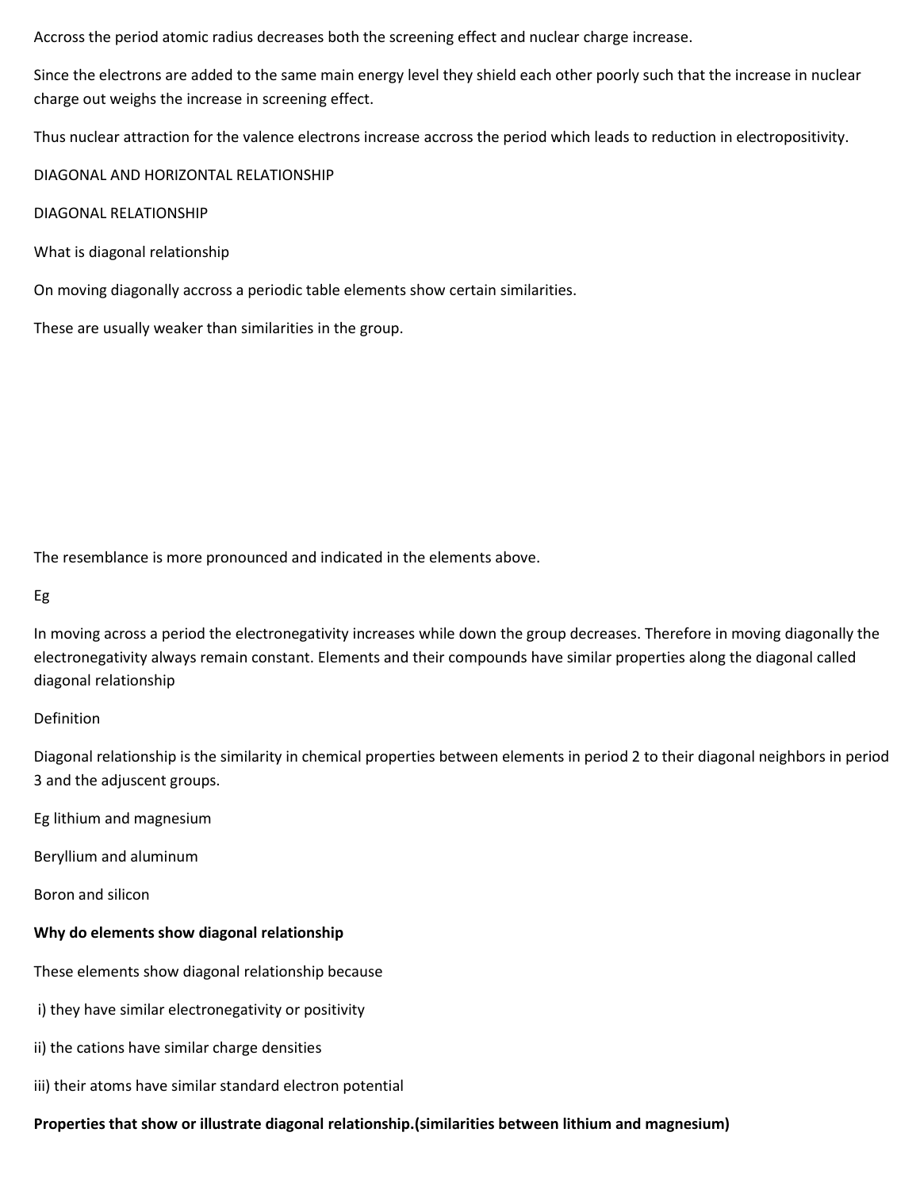Accross the period atomic radius decreases both the screening effect and nuclear charge increase.

Since the electrons are added to the same main energy level they shield each other poorly such that the increase in nuclear charge out weighs the increase in screening effect.

Thus nuclear attraction for the valence electrons increase accross the period which leads to reduction in electropositivity.

DIAGONAL AND HORIZONTAL RELATIONSHIP

DIAGONAL RELATIONSHIP

What is diagonal relationship

On moving diagonally accross a periodic table elements show certain similarities.

These are usually weaker than similarities in the group.

The resemblance is more pronounced and indicated in the elements above.

Eg

In moving across a period the electronegativity increases while down the group decreases. Therefore in moving diagonally the electronegativity always remain constant. Elements and their compounds have similar properties along the diagonal called diagonal relationship

Definition

Diagonal relationship is the similarity in chemical properties between elements in period 2 to their diagonal neighbors in period 3 and the adjuscent groups.

Eg lithium and magnesium

Beryllium and aluminum

Boron and silicon

**Why do elements show diagonal relationship**

These elements show diagonal relationship because

i) they have similar electronegativity or positivity

ii) the cations have similar charge densities

iii) their atoms have similar standard electron potential

**Properties that show or illustrate diagonal relationship.(similarities between lithium and magnesium)**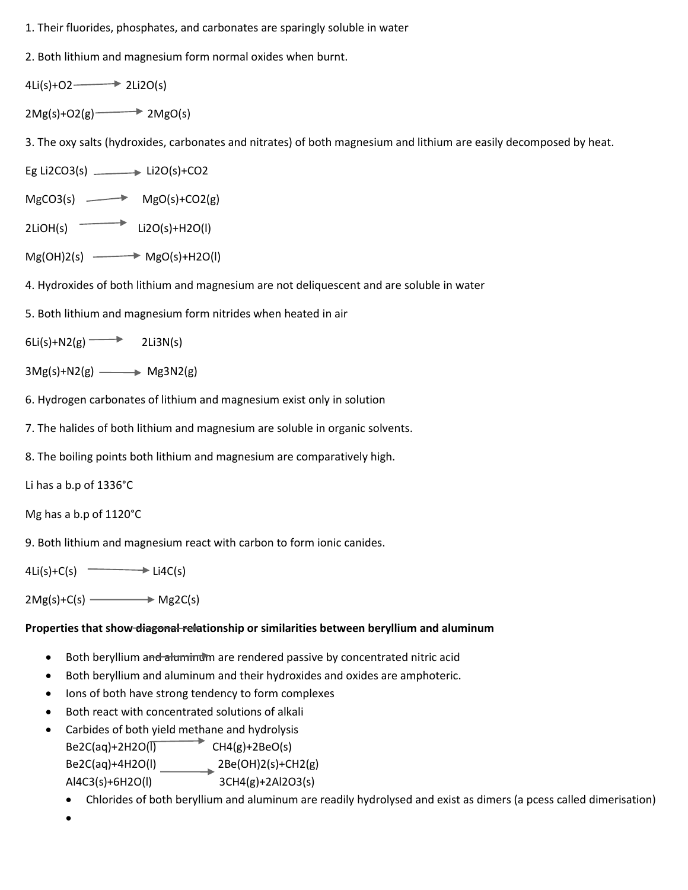1. Their fluorides, phosphates, and carbonates are sparingly soluble in water

2. Both lithium and magnesium form normal oxides when burnt.

$4Li(s)+O_2 \longrightarrow 2Li_2O(s)$

$2Mg(s)+O_2(g) \longrightarrow 2MgO(s)$

3. The oxy salts (hydroxides, carbonates and nitrates) of both magnesium and lithium are easily decomposed by heat.

Eg $Li_2CO_3(s) \longrightarrow Li_2O(s)+CO_2$

$MgCO_3(s) \longrightarrow MgO(s)+CO_2(g)$

$2LiOH(s) \longrightarrow Li_2O(s)+H_2O(l)$

$Mg(OH)_2(s) \longrightarrow MgO(s)+H_2O(l)$

4. Hydroxides of both lithium and magnesium are not deliquescent and are soluble in water

5. Both lithium and magnesium form nitrides when heated in air

$6Li(s)+N_2(g) \longrightarrow 2Li_3N(s)$

$3Mg(s)+N_2(g) \longrightarrow Mg_3N_2(g)$

6. Hydrogen carbonates of lithium and magnesium exist only in solution

7. The halides of both lithium and magnesium are soluble in organic solvents.

8. The boiling points both lithium and magnesium are comparatively high.

Li has a b.p of 1336°C

Mg has a b.p of 1120°C

9. Both lithium and magnesium react with carbon to form ionic canides.

$4Li(s)+C(s) \longrightarrow Li_4C(s)$

$2Mg(s)+C(s) \longrightarrow Mg_2C(s)$

**Properties that show ~~diagonal relationship~~ or similarities between beryllium and aluminum**

- Both beryllium ~~and aluminum~~ are rendered passive by concentrated nitric acid
- Both beryllium and aluminum and their hydroxides and oxides are amphoteric.
- Ions of both have strong tendency to form complexes
- Both react with concentrated solutions of alkali
- Carbides of both yield methane and hydrolysis

  $Be_2C(aq)+2H_2O(l) \longrightarrow CH_4(g)+2BeO(s)$

  $Be_2C(aq)+4H_2O(l) \longrightarrow 2Be(OH)_2(s)+CH_2(g)$

  $Al_4C_3(s)+6H_2O(l) \longrightarrow 3CH_4(g)+2Al_2O_3(s)$

  - Chlorides of both beryllium and aluminum are readily hydrolysed and exist as dimers (a pcess called dimerisation)
  -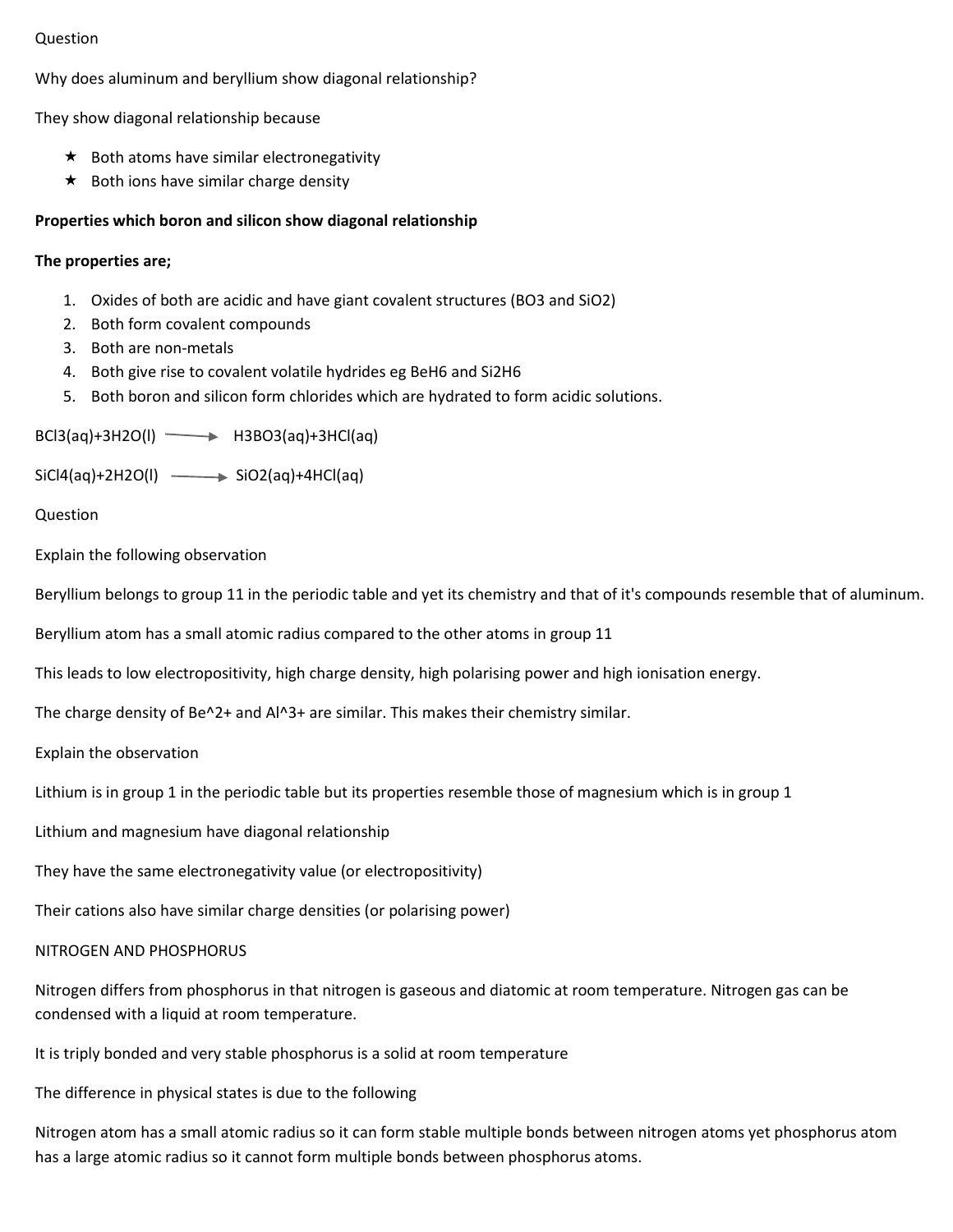Question

Why does aluminum and beryllium show diagonal relationship?

They show diagonal relationship because

- Both atoms have similar electronegativity
- Both ions have similar charge density

**Properties which boron and silicon show diagonal relationship**

**The properties are;**

1. Oxides of both are acidic and have giant covalent structures ($BO3$ and $SiO_2$)
2. Both form covalent compounds
3. Both are non-metals
4. Both give rise to covalent volatile hydrides eg $BeH_6$ and $Si_2H_6$
5. Both boron and silicon form chlorides which are hydrated to form acidic solutions.

$$BCl_3(aq)+3H_2O(l) \longrightarrow H_3BO_3(aq)+3HCl(aq)$$

$$SiCl_4(aq)+2H_2O(l) \longrightarrow SiO_2(aq)+4HCl(aq)$$

Question

Explain the following observation

Beryllium belongs to group 11 in the periodic table and yet its chemistry and that of it's compounds resemble that of aluminum.

Beryllium atom has a small atomic radius compared to the other atoms in group 11

This leads to low electropositivity, high charge density, high polarising power and high ionisation energy.

The charge density of $Be^{2+}$ and $Al^{3+}$ are similar. This makes their chemistry similar.

Explain the observation

Lithium is in group 1 in the periodic table but its properties resemble those of magnesium which is in group 1

Lithium and magnesium have diagonal relationship

They have the same electronegativity value (or electropositivity)

Their cations also have similar charge densities (or polarising power)

NITROGEN AND PHOSPHORUS

Nitrogen differs from phosphorus in that nitrogen is gaseous and diatomic at room temperature. Nitrogen gas can be condensed with a liquid at room temperature.

It is triply bonded and very stable phosphorus is a solid at room temperature

The difference in physical states is due to the following

Nitrogen atom has a small atomic radius so it can form stable multiple bonds between nitrogen atoms yet phosphorus atom has a large atomic radius so it cannot form multiple bonds between phosphorus atoms.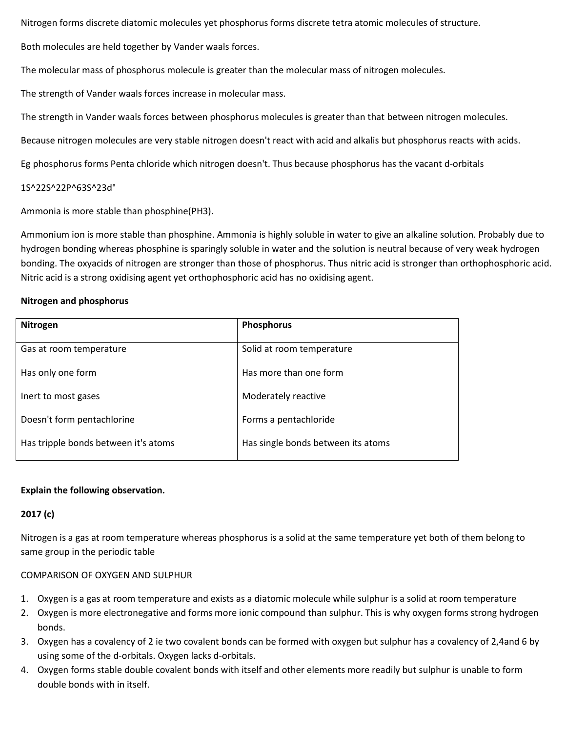Nitrogen forms discrete diatomic molecules yet phosphorus forms discrete tetra atomic molecules of structure.

Both molecules are held together by Vander waals forces.

The molecular mass of phosphorus molecule is greater than the molecular mass of nitrogen molecules.

The strength of Vander waals forces increase in molecular mass.

The strength in Vander waals forces between phosphorus molecules is greater than that between nitrogen molecules.

Because nitrogen molecules are very stable nitrogen doesn't react with acid and alkalis but phosphorus reacts with acids.

Eg phosphorus forms Penta chloride which nitrogen doesn't. Thus because phosphorus has the vacant d-orbitals

$1S^22S^22P^63S^23d°$

Ammonia is more stable than phosphine($PH_3$).

Ammonium ion is more stable than phosphine. Ammonia is highly soluble in water to give an alkaline solution. Probably due to hydrogen bonding whereas phosphine is sparingly soluble in water and the solution is neutral because of very weak hydrogen bonding. The oxyacids of nitrogen are stronger than those of phosphorus. Thus nitric acid is stronger than orthophosphoric acid. Nitric acid is a strong oxidising agent yet orthophosphoric acid has no oxidising agent.

**Nitrogen and phosphorus**

| Nitrogen | Phosphorus |
|---|---|
| Gas at room temperature | Solid at room temperature |
| Has only one form | Has more than one form |
| Inert to most gases | Moderately reactive |
| Doesn't form pentachlorine | Forms a pentachloride |
| Has tripple bonds between it's atoms | Has single bonds between its atoms |

**Explain the following observation.**

**2017 (c)**

Nitrogen is a gas at room temperature whereas phosphorus is a solid at the same temperature yet both of them belong to same group in the periodic table

COMPARISON OF OXYGEN AND SULPHUR

1. Oxygen is a gas at room temperature and exists as a diatomic molecule while sulphur is a solid at room temperature
2. Oxygen is more electronegative and forms more ionic compound than sulphur. This is why oxygen forms strong hydrogen bonds.
3. Oxygen has a covalency of 2 ie two covalent bonds can be formed with oxygen but sulphur has a covalency of 2,4and 6 by using some of the d-orbitals. Oxygen lacks d-orbitals.
4. Oxygen forms stable double covalent bonds with itself and other elements more readily but sulphur is unable to form double bonds with in itself.